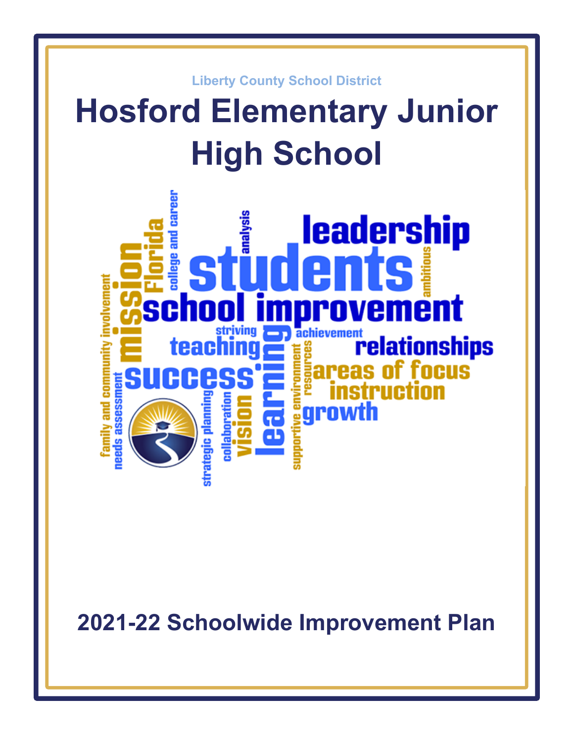Liberty County School District

# Hosford Elementary Junior High School

## 2021-22 Schoolwide Improvement Plan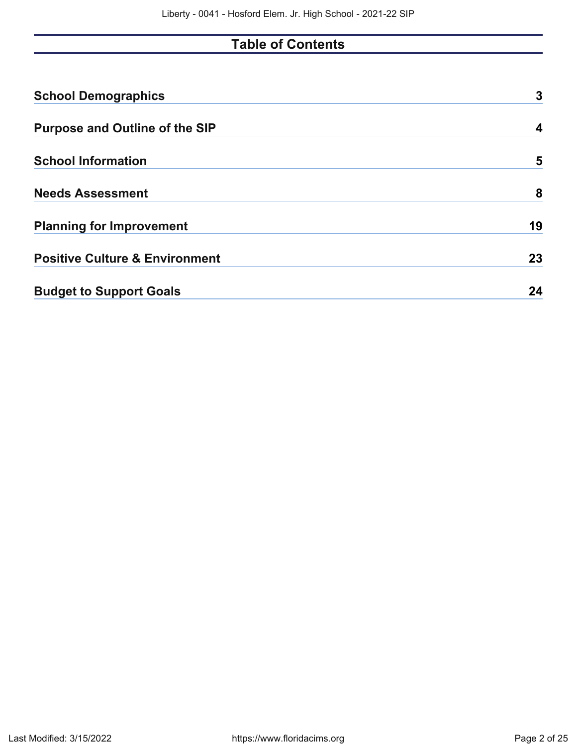## Table of Contents

| | |
|---|---|
| **School Demographics** | **3** |
| **Purpose and Outline of the SIP** | **4** |
| **School Information** | **5** |
| **Needs Assessment** | **8** |
| **Planning for Improvement** | **19** |
| **Positive Culture & Environment** | **23** |
| **Budget to Support Goals** | **24** |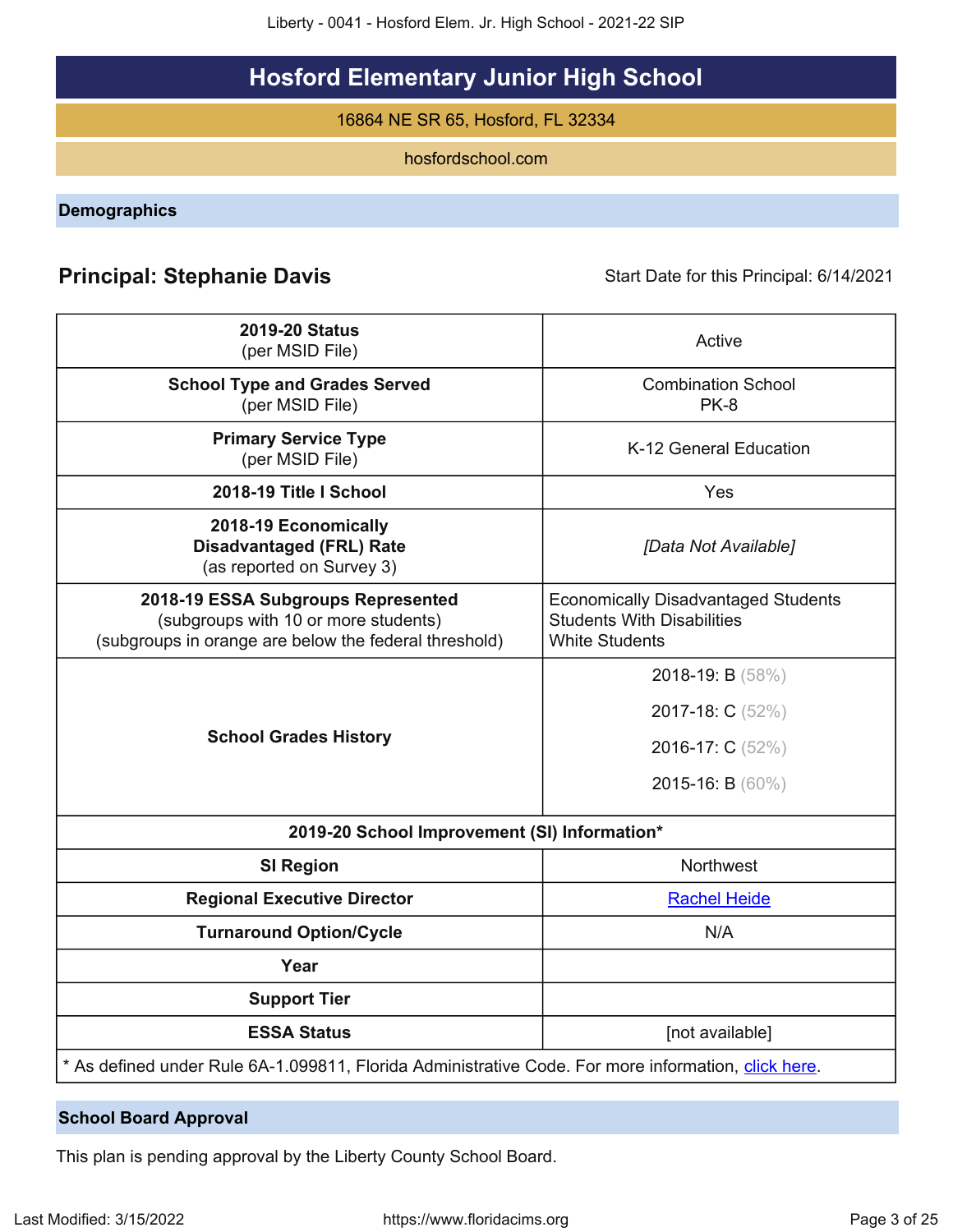# Hosford Elementary Junior High School

16864 NE SR 65, Hosford, FL 32334

hosfordschool.com

## Demographics

**Principal: Stephanie Davis** — Start Date for this Principal: 6/14/2021

| | |
|---|---|
| **2019-20 Status** (per MSID File) | Active |
| **School Type and Grades Served** (per MSID File) | Combination School PK-8 |
| **Primary Service Type** (per MSID File) | K-12 General Education |
| **2018-19 Title I School** | Yes |
| **2018-19 Economically Disadvantaged (FRL) Rate** (as reported on Survey 3) | *[Data Not Available]* |
| **2018-19 ESSA Subgroups Represented** (subgroups with 10 or more students) (subgroups in orange are below the federal threshold) | Economically Disadvantaged Students<br>Students With Disabilities<br>White Students |
| **School Grades History** | 2018-19: B (58%)<br>2017-18: C (52%)<br>2016-17: C (52%)<br>2015-16: B (60%) |
| **2019-20 School Improvement (SI) Information*** | |
| **SI Region** | Northwest |
| **Regional Executive Director** | Rachel Heide |
| **Turnaround Option/Cycle** | N/A |
| **Year** | |
| **Support Tier** | |
| **ESSA Status** | [not available] |

\* As defined under Rule 6A-1.099811, Florida Administrative Code. For more information, click here.

## School Board Approval

This plan is pending approval by the Liberty County School Board.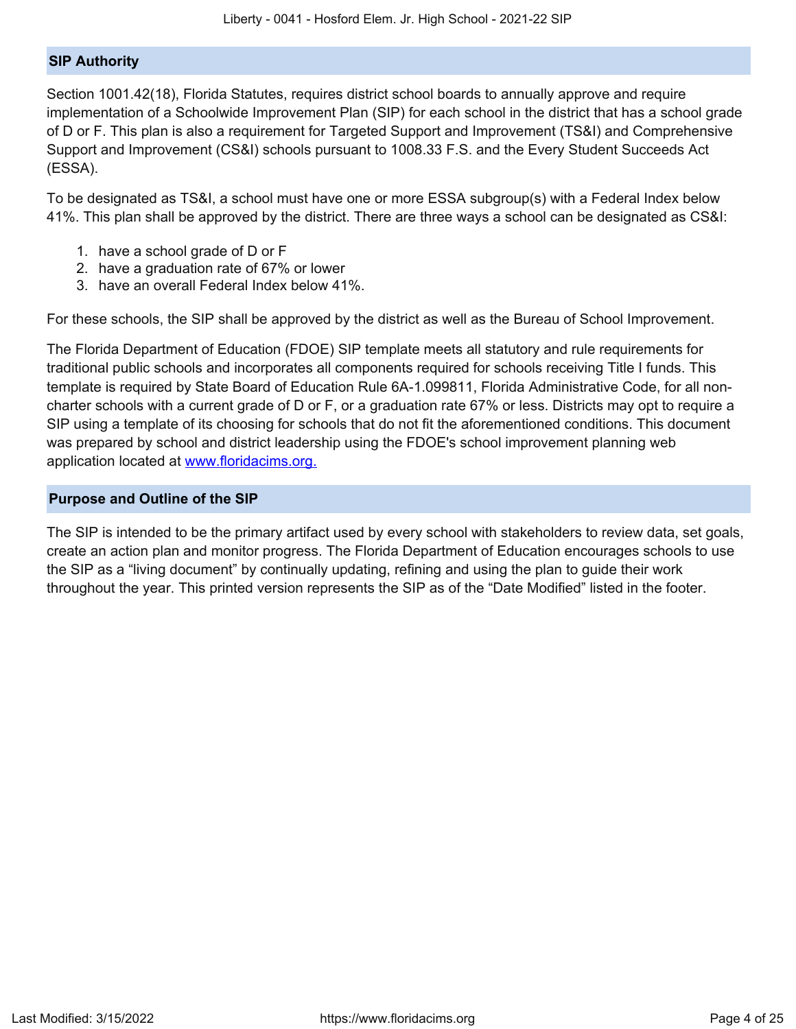## SIP Authority

Section 1001.42(18), Florida Statutes, requires district school boards to annually approve and require implementation of a Schoolwide Improvement Plan (SIP) for each school in the district that has a school grade of D or F. This plan is also a requirement for Targeted Support and Improvement (TS&I) and Comprehensive Support and Improvement (CS&I) schools pursuant to 1008.33 F.S. and the Every Student Succeeds Act (ESSA).

To be designated as TS&I, a school must have one or more ESSA subgroup(s) with a Federal Index below 41%. This plan shall be approved by the district. There are three ways a school can be designated as CS&I:

1. have a school grade of D or F
2. have a graduation rate of 67% or lower
3. have an overall Federal Index below 41%.

For these schools, the SIP shall be approved by the district as well as the Bureau of School Improvement.

The Florida Department of Education (FDOE) SIP template meets all statutory and rule requirements for traditional public schools and incorporates all components required for schools receiving Title I funds. This template is required by State Board of Education Rule 6A-1.099811, Florida Administrative Code, for all non-charter schools with a current grade of D or F, or a graduation rate 67% or less. Districts may opt to require a SIP using a template of its choosing for schools that do not fit the aforementioned conditions. This document was prepared by school and district leadership using the FDOE's school improvement planning web application located at [www.floridacims.org.](https://www.floridacims.org)

## Purpose and Outline of the SIP

The SIP is intended to be the primary artifact used by every school with stakeholders to review data, set goals, create an action plan and monitor progress. The Florida Department of Education encourages schools to use the SIP as a "living document" by continually updating, refining and using the plan to guide their work throughout the year. This printed version represents the SIP as of the "Date Modified" listed in the footer.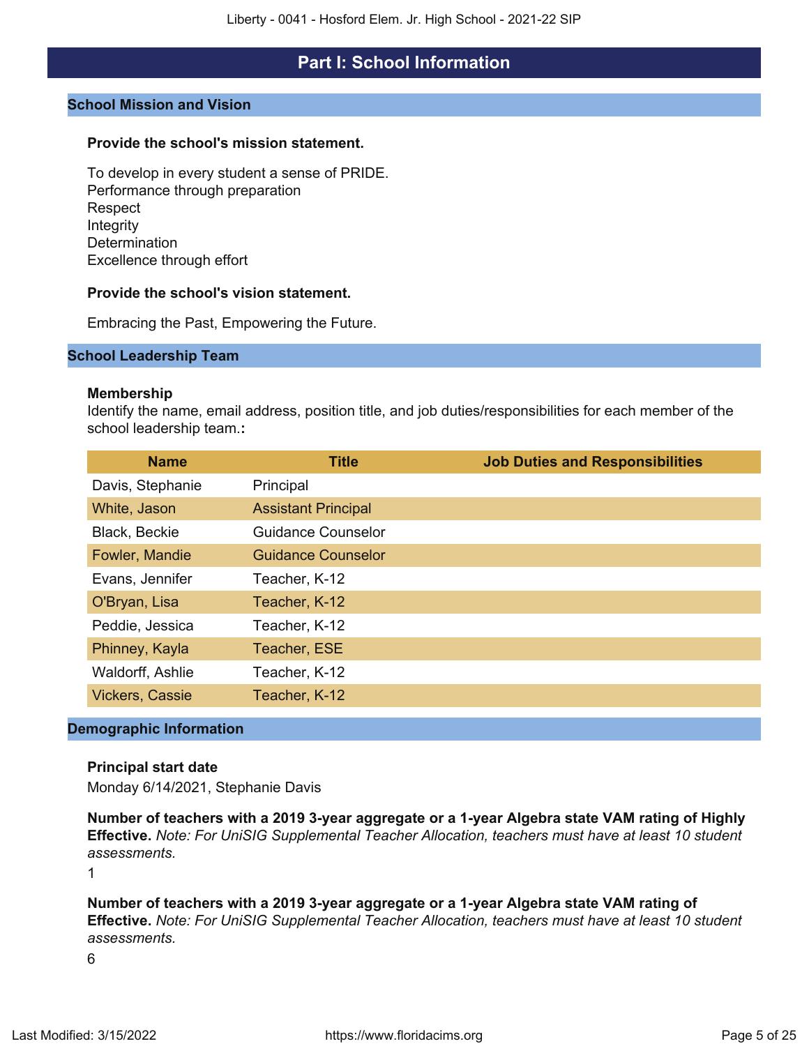# Part I: School Information

## School Mission and Vision

**Provide the school's mission statement.**

To develop in every student a sense of PRIDE.
Performance through preparation
Respect
Integrity
Determination
Excellence through effort

**Provide the school's vision statement.**

Embracing the Past, Empowering the Future.

## School Leadership Team

**Membership**
Identify the name, email address, position title, and job duties/responsibilities for each member of the school leadership team.**:**

| Name | Title | Job Duties and Responsibilities |
|---|---|---|
| Davis, Stephanie | Principal | |
| White, Jason | Assistant Principal | |
| Black, Beckie | Guidance Counselor | |
| Fowler, Mandie | Guidance Counselor | |
| Evans, Jennifer | Teacher, K-12 | |
| O'Bryan, Lisa | Teacher, K-12 | |
| Peddie, Jessica | Teacher, K-12 | |
| Phinney, Kayla | Teacher, ESE | |
| Waldorff, Ashlie | Teacher, K-12 | |
| Vickers, Cassie | Teacher, K-12 | |

## Demographic Information

**Principal start date**
Monday 6/14/2021, Stephanie Davis

**Number of teachers with a 2019 3-year aggregate or a 1-year Algebra state VAM rating of Highly Effective.** *Note: For UniSIG Supplemental Teacher Allocation, teachers must have at least 10 student assessments.*

1

**Number of teachers with a 2019 3-year aggregate or a 1-year Algebra state VAM rating of Effective.** *Note: For UniSIG Supplemental Teacher Allocation, teachers must have at least 10 student assessments.*

6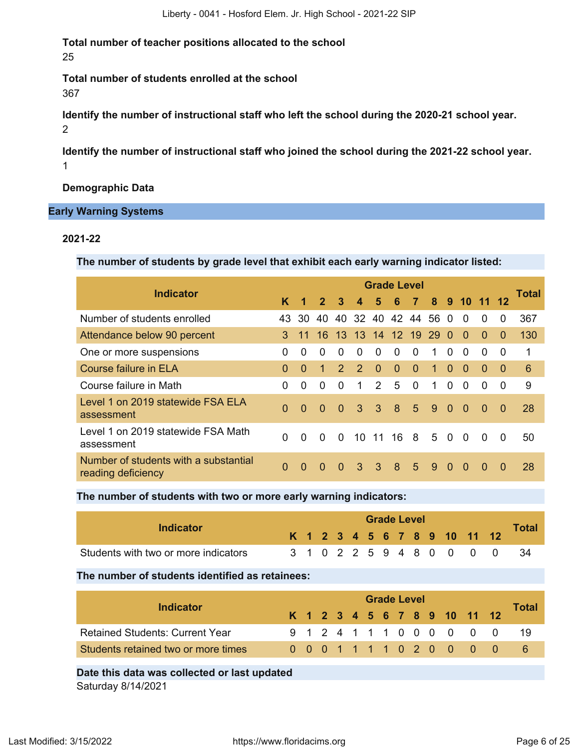**Total number of teacher positions allocated to the school**

25

**Total number of students enrolled at the school**

367

**Identify the number of instructional staff who left the school during the 2020-21 school year.**

2

**Identify the number of instructional staff who joined the school during the 2021-22 school year.**

1

**Demographic Data**

## Early Warning Systems

### 2021-22

**The number of students by grade level that exhibit each early warning indicator listed:**

| Indicator | Grade Level | | | | | | | | | | | | | Total |
|---|---|---|---|---|---|---|---|---|---|---|---|---|---|---|
| | K | 1 | 2 | 3 | 4 | 5 | 6 | 7 | 8 | 9 | 10 | 11 | 12 | |
| Number of students enrolled | 43 | 30 | 40 | 40 | 32 | 40 | 42 | 44 | 56 | 0 | 0 | 0 | 0 | 367 |
| Attendance below 90 percent | 3 | 11 | 16 | 13 | 13 | 14 | 12 | 19 | 29 | 0 | 0 | 0 | 0 | 130 |
| One or more suspensions | 0 | 0 | 0 | 0 | 0 | 0 | 0 | 0 | 1 | 0 | 0 | 0 | 0 | 1 |
| Course failure in ELA | 0 | 0 | 1 | 2 | 2 | 0 | 0 | 0 | 1 | 0 | 0 | 0 | 0 | 6 |
| Course failure in Math | 0 | 0 | 0 | 0 | 1 | 2 | 5 | 0 | 1 | 0 | 0 | 0 | 0 | 9 |
| Level 1 on 2019 statewide FSA ELA assessment | 0 | 0 | 0 | 0 | 3 | 3 | 8 | 5 | 9 | 0 | 0 | 0 | 0 | 28 |
| Level 1 on 2019 statewide FSA Math assessment | 0 | 0 | 0 | 0 | 10 | 11 | 16 | 8 | 5 | 0 | 0 | 0 | 0 | 50 |
| Number of students with a substantial reading deficiency | 0 | 0 | 0 | 0 | 3 | 3 | 8 | 5 | 9 | 0 | 0 | 0 | 0 | 28 |

**The number of students with two or more early warning indicators:**

| Indicator | Grade Level | | | | | | | | | | | | | Total |
|---|---|---|---|---|---|---|---|---|---|---|---|---|---|---|
| | K | 1 | 2 | 3 | 4 | 5 | 6 | 7 | 8 | 9 | 10 | 11 | 12 | |
| Students with two or more indicators | 3 | 1 | 0 | 2 | 2 | 5 | 9 | 4 | 8 | 0 | 0 | 0 | 0 | 34 |

**The number of students identified as retainees:**

| Indicator | Grade Level | | | | | | | | | | | | | Total |
|---|---|---|---|---|---|---|---|---|---|---|---|---|---|---|
| | K | 1 | 2 | 3 | 4 | 5 | 6 | 7 | 8 | 9 | 10 | 11 | 12 | |
| Retained Students: Current Year | 9 | 1 | 2 | 4 | 1 | 1 | 1 | 0 | 0 | 0 | 0 | 0 | 0 | 19 |
| Students retained two or more times | 0 | 0 | 0 | 1 | 1 | 1 | 1 | 0 | 2 | 0 | 0 | 0 | 0 | 6 |

**Date this data was collected or last updated**

Saturday 8/14/2021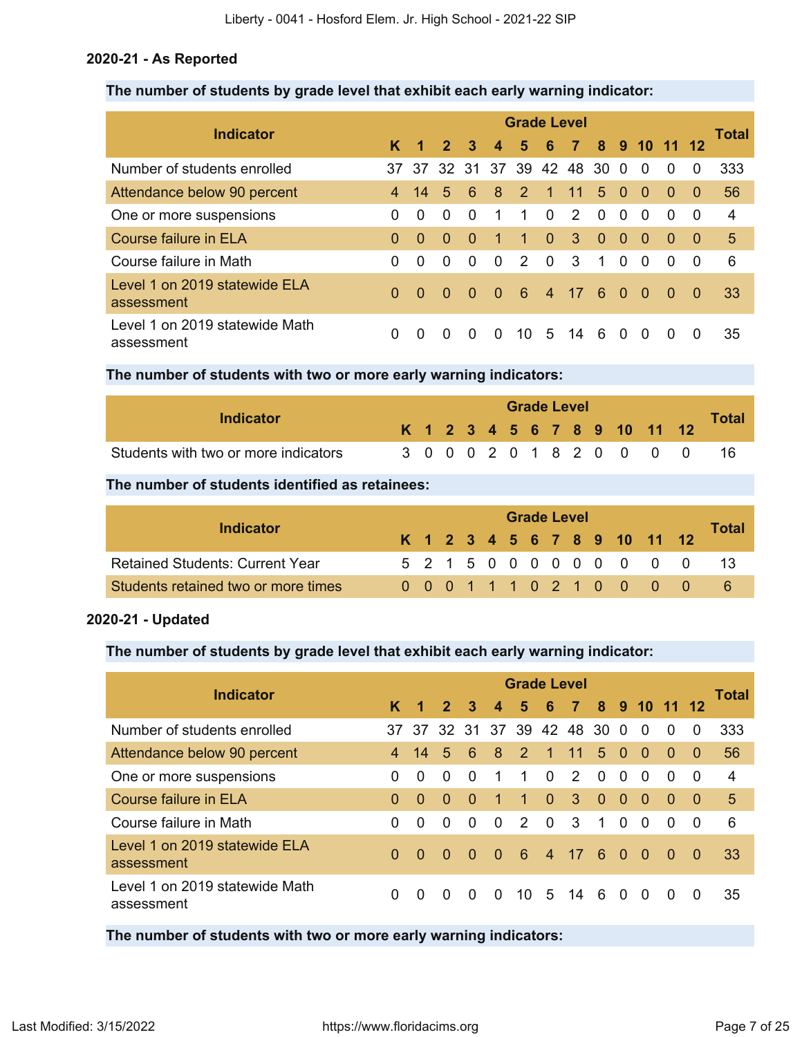### 2020-21 - As Reported

**The number of students by grade level that exhibit each early warning indicator:**

| Indicator | Grade Level | | | | | | | | | | | | | Total |
|---|---|---|---|---|---|---|---|---|---|---|---|---|---|---|
| | K | 1 | 2 | 3 | 4 | 5 | 6 | 7 | 8 | 9 | 10 | 11 | 12 | |
| Number of students enrolled | 37 | 37 | 32 | 31 | 37 | 39 | 42 | 48 | 30 | 0 | 0 | 0 | 0 | 333 |
| Attendance below 90 percent | 4 | 14 | 5 | 6 | 8 | 2 | 1 | 11 | 5 | 0 | 0 | 0 | 0 | 56 |
| One or more suspensions | 0 | 0 | 0 | 0 | 1 | 1 | 0 | 2 | 0 | 0 | 0 | 0 | 0 | 4 |
| Course failure in ELA | 0 | 0 | 0 | 0 | 1 | 1 | 0 | 3 | 0 | 0 | 0 | 0 | 0 | 5 |
| Course failure in Math | 0 | 0 | 0 | 0 | 0 | 2 | 0 | 3 | 1 | 0 | 0 | 0 | 0 | 6 |
| Level 1 on 2019 statewide ELA assessment | 0 | 0 | 0 | 0 | 0 | 6 | 4 | 17 | 6 | 0 | 0 | 0 | 0 | 33 |
| Level 1 on 2019 statewide Math assessment | 0 | 0 | 0 | 0 | 0 | 10 | 5 | 14 | 6 | 0 | 0 | 0 | 0 | 35 |

**The number of students with two or more early warning indicators:**

| Indicator | Grade Level | | | | | | | | | | | | | Total |
|---|---|---|---|---|---|---|---|---|---|---|---|---|---|---|
| | K | 1 | 2 | 3 | 4 | 5 | 6 | 7 | 8 | 9 | 10 | 11 | 12 | |
| Students with two or more indicators | 3 | 0 | 0 | 0 | 2 | 0 | 1 | 8 | 2 | 0 | 0 | 0 | 0 | 16 |

**The number of students identified as retainees:**

| Indicator | Grade Level | | | | | | | | | | | | | Total |
|---|---|---|---|---|---|---|---|---|---|---|---|---|---|---|
| | K | 1 | 2 | 3 | 4 | 5 | 6 | 7 | 8 | 9 | 10 | 11 | 12 | |
| Retained Students: Current Year | 5 | 2 | 1 | 5 | 0 | 0 | 0 | 0 | 0 | 0 | 0 | 0 | 0 | 13 |
| Students retained two or more times | 0 | 0 | 0 | 1 | 1 | 1 | 0 | 2 | 1 | 0 | 0 | 0 | 0 | 6 |

### 2020-21 - Updated

**The number of students by grade level that exhibit each early warning indicator:**

| Indicator | Grade Level | | | | | | | | | | | | | Total |
|---|---|---|---|---|---|---|---|---|---|---|---|---|---|---|
| | K | 1 | 2 | 3 | 4 | 5 | 6 | 7 | 8 | 9 | 10 | 11 | 12 | |
| Number of students enrolled | 37 | 37 | 32 | 31 | 37 | 39 | 42 | 48 | 30 | 0 | 0 | 0 | 0 | 333 |
| Attendance below 90 percent | 4 | 14 | 5 | 6 | 8 | 2 | 1 | 11 | 5 | 0 | 0 | 0 | 0 | 56 |
| One or more suspensions | 0 | 0 | 0 | 0 | 1 | 1 | 0 | 2 | 0 | 0 | 0 | 0 | 0 | 4 |
| Course failure in ELA | 0 | 0 | 0 | 0 | 1 | 1 | 0 | 3 | 0 | 0 | 0 | 0 | 0 | 5 |
| Course failure in Math | 0 | 0 | 0 | 0 | 0 | 2 | 0 | 3 | 1 | 0 | 0 | 0 | 0 | 6 |
| Level 1 on 2019 statewide ELA assessment | 0 | 0 | 0 | 0 | 0 | 6 | 4 | 17 | 6 | 0 | 0 | 0 | 0 | 33 |
| Level 1 on 2019 statewide Math assessment | 0 | 0 | 0 | 0 | 0 | 10 | 5 | 14 | 6 | 0 | 0 | 0 | 0 | 35 |

**The number of students with two or more early warning indicators:**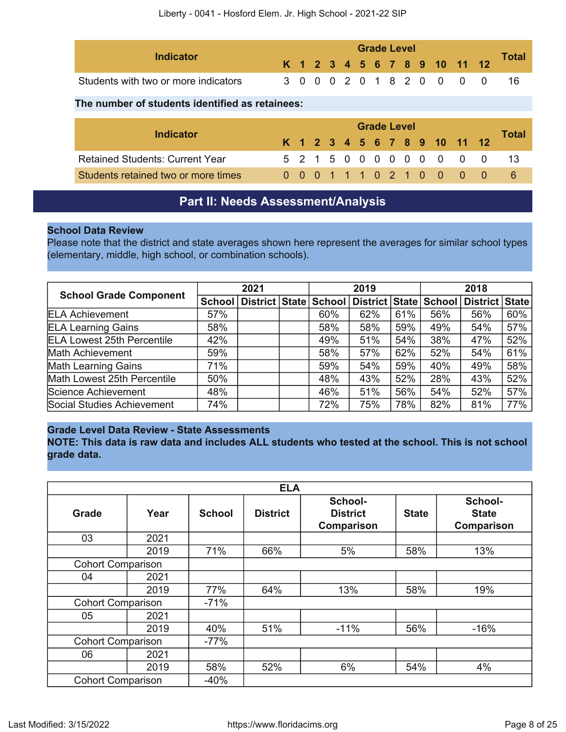| Indicator | K | 1 | 2 | 3 | 4 | 5 | 6 | 7 | 8 | 9 | 10 | 11 | 12 | Total |
|---|---|---|---|---|---|---|---|---|---|---|---|---|---|---|
| Students with two or more indicators | 3 | 0 | 0 | 0 | 2 | 0 | 1 | 8 | 2 | 0 | 0 | 0 | 0 | 16 |

**The number of students identified as retainees:**

| Indicator | K | 1 | 2 | 3 | 4 | 5 | 6 | 7 | 8 | 9 | 10 | 11 | 12 | Total |
|---|---|---|---|---|---|---|---|---|---|---|---|---|---|---|
| Retained Students: Current Year | 5 | 2 | 1 | 5 | 0 | 0 | 0 | 0 | 0 | 0 | 0 | 0 | 0 | 13 |
| Students retained two or more times | 0 | 0 | 0 | 1 | 1 | 1 | 0 | 2 | 1 | 0 | 0 | 0 | 0 | 6 |

## Part II: Needs Assessment/Analysis

**School Data Review**
Please note that the district and state averages shown here represent the averages for similar school types (elementary, middle, high school, or combination schools).

| School Grade Component | 2021 | | | 2019 | | | 2018 | | |
|---|---|---|---|---|---|---|---|---|---|
| | School | District | State | School | District | State | School | District | State |
| ELA Achievement | 57% | | | 60% | 62% | 61% | 56% | 56% | 60% |
| ELA Learning Gains | 58% | | | 58% | 58% | 59% | 49% | 54% | 57% |
| ELA Lowest 25th Percentile | 42% | | | 49% | 51% | 54% | 38% | 47% | 52% |
| Math Achievement | 59% | | | 58% | 57% | 62% | 52% | 54% | 61% |
| Math Learning Gains | 71% | | | 59% | 54% | 59% | 40% | 49% | 58% |
| Math Lowest 25th Percentile | 50% | | | 48% | 43% | 52% | 28% | 43% | 52% |
| Science Achievement | 48% | | | 46% | 51% | 56% | 54% | 52% | 57% |
| Social Studies Achievement | 74% | | | 72% | 75% | 78% | 82% | 81% | 77% |

**Grade Level Data Review - State Assessments**
**NOTE: This data is raw data and includes ALL students who tested at the school. This is not school grade data.**

| ELA | | | | | | |
|---|---|---|---|---|---|---|
| Grade | Year | School | District | School-District Comparison | State | School-State Comparison |
| 03 | 2021 | | | | | |
| | 2019 | 71% | 66% | 5% | 58% | 13% |
| Cohort Comparison | | | | | | |
| 04 | 2021 | | | | | |
| | 2019 | 77% | 64% | 13% | 58% | 19% |
| Cohort Comparison | | -71% | | | | |
| 05 | 2021 | | | | | |
| | 2019 | 40% | 51% | -11% | 56% | -16% |
| Cohort Comparison | | -77% | | | | |
| 06 | 2021 | | | | | |
| | 2019 | 58% | 52% | 6% | 54% | 4% |
| Cohort Comparison | | -40% | | | | |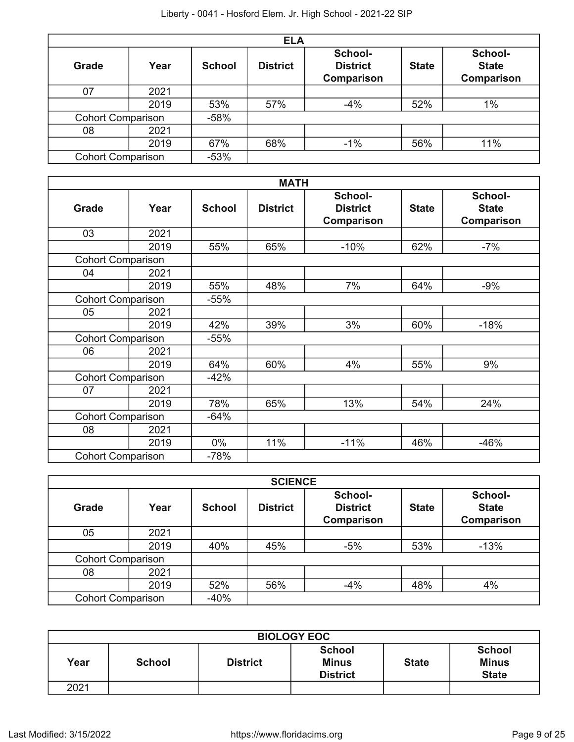| ELA | | | | | | |
|---|---|---|---|---|---|---|
| **Grade** | **Year** | **School** | **District** | **School-District Comparison** | **State** | **School-State Comparison** |
| 07 | 2021 | | | | | |
| | 2019 | 53% | 57% | -4% | 52% | 1% |
| Cohort Comparison | | -58% | | | | |
| 08 | 2021 | | | | | |
| | 2019 | 67% | 68% | -1% | 56% | 11% |
| Cohort Comparison | | -53% | | | | |

| MATH | | | | | | |
|---|---|---|---|---|---|---|
| **Grade** | **Year** | **School** | **District** | **School-District Comparison** | **State** | **School-State Comparison** |
| 03 | 2021 | | | | | |
| | 2019 | 55% | 65% | -10% | 62% | -7% |
| Cohort Comparison | | | | | | |
| 04 | 2021 | | | | | |
| | 2019 | 55% | 48% | 7% | 64% | -9% |
| Cohort Comparison | | -55% | | | | |
| 05 | 2021 | | | | | |
| | 2019 | 42% | 39% | 3% | 60% | -18% |
| Cohort Comparison | | -55% | | | | |
| 06 | 2021 | | | | | |
| | 2019 | 64% | 60% | 4% | 55% | 9% |
| Cohort Comparison | | -42% | | | | |
| 07 | 2021 | | | | | |
| | 2019 | 78% | 65% | 13% | 54% | 24% |
| Cohort Comparison | | -64% | | | | |
| 08 | 2021 | | | | | |
| | 2019 | 0% | 11% | -11% | 46% | -46% |
| Cohort Comparison | | -78% | | | | |

| SCIENCE | | | | | | |
|---|---|---|---|---|---|---|
| **Grade** | **Year** | **School** | **District** | **School-District Comparison** | **State** | **School-State Comparison** |
| 05 | 2021 | | | | | |
| | 2019 | 40% | 45% | -5% | 53% | -13% |
| Cohort Comparison | | | | | | |
| 08 | 2021 | | | | | |
| | 2019 | 52% | 56% | -4% | 48% | 4% |
| Cohort Comparison | | -40% | | | | |

| BIOLOGY EOC | | | | | |
|---|---|---|---|---|---|
| **Year** | **School** | **District** | **School Minus District** | **State** | **School Minus State** |
| 2021 | | | | | |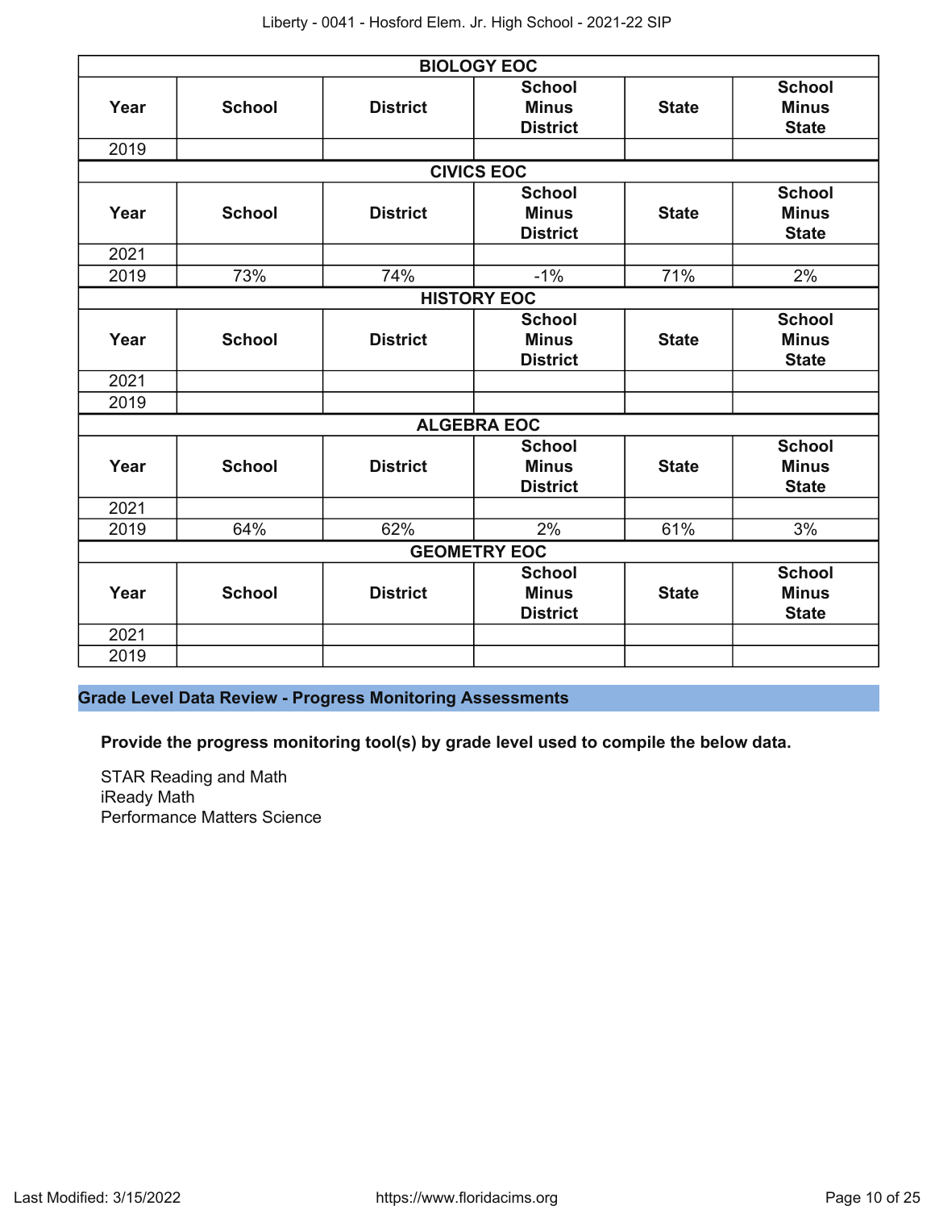| BIOLOGY EOC | | | | | |
|---|---|---|---|---|---|
| **Year** | **School** | **District** | **School Minus District** | **State** | **School Minus State** |
| 2019 | | | | | |

| CIVICS EOC | | | | | |
|---|---|---|---|---|---|
| **Year** | **School** | **District** | **School Minus District** | **State** | **School Minus State** |
| 2021 | | | | | |
| 2019 | 73% | 74% | -1% | 71% | 2% |

| HISTORY EOC | | | | | |
|---|---|---|---|---|---|
| **Year** | **School** | **District** | **School Minus District** | **State** | **School Minus State** |
| 2021 | | | | | |
| 2019 | | | | | |

| ALGEBRA EOC | | | | | |
|---|---|---|---|---|---|
| **Year** | **School** | **District** | **School Minus District** | **State** | **School Minus State** |
| 2021 | | | | | |
| 2019 | 64% | 62% | 2% | 61% | 3% |

| GEOMETRY EOC | | | | | |
|---|---|---|---|---|---|
| **Year** | **School** | **District** | **School Minus District** | **State** | **School Minus State** |
| 2021 | | | | | |
| 2019 | | | | | |

## Grade Level Data Review - Progress Monitoring Assessments

**Provide the progress monitoring tool(s) by grade level used to compile the below data.**

STAR Reading and Math
iReady Math
Performance Matters Science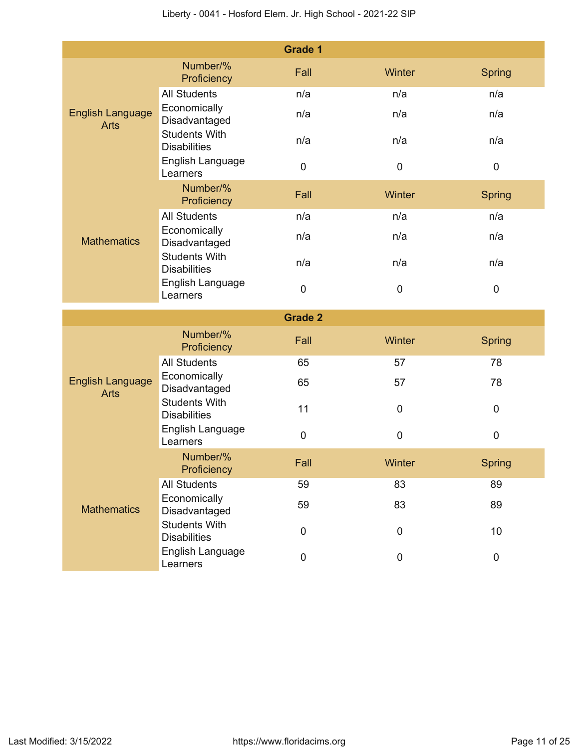| Grade 1 | | | | |
|---|---|---|---|---|
| | Number/% Proficiency | Fall | Winter | Spring |
| English Language Arts | All Students | n/a | n/a | n/a |
| | Economically Disadvantaged | n/a | n/a | n/a |
| | Students With Disabilities | n/a | n/a | n/a |
| | English Language Learners | 0 | 0 | 0 |
| | Number/% Proficiency | Fall | Winter | Spring |
| Mathematics | All Students | n/a | n/a | n/a |
| | Economically Disadvantaged | n/a | n/a | n/a |
| | Students With Disabilities | n/a | n/a | n/a |
| | English Language Learners | 0 | 0 | 0 |

| Grade 2 | | | | |
|---|---|---|---|---|
| | Number/% Proficiency | Fall | Winter | Spring |
| English Language Arts | All Students | 65 | 57 | 78 |
| | Economically Disadvantaged | 65 | 57 | 78 |
| | Students With Disabilities | 11 | 0 | 0 |
| | English Language Learners | 0 | 0 | 0 |
| | Number/% Proficiency | Fall | Winter | Spring |
| Mathematics | All Students | 59 | 83 | 89 |
| | Economically Disadvantaged | 59 | 83 | 89 |
| | Students With Disabilities | 0 | 0 | 10 |
| | English Language Learners | 0 | 0 | 0 |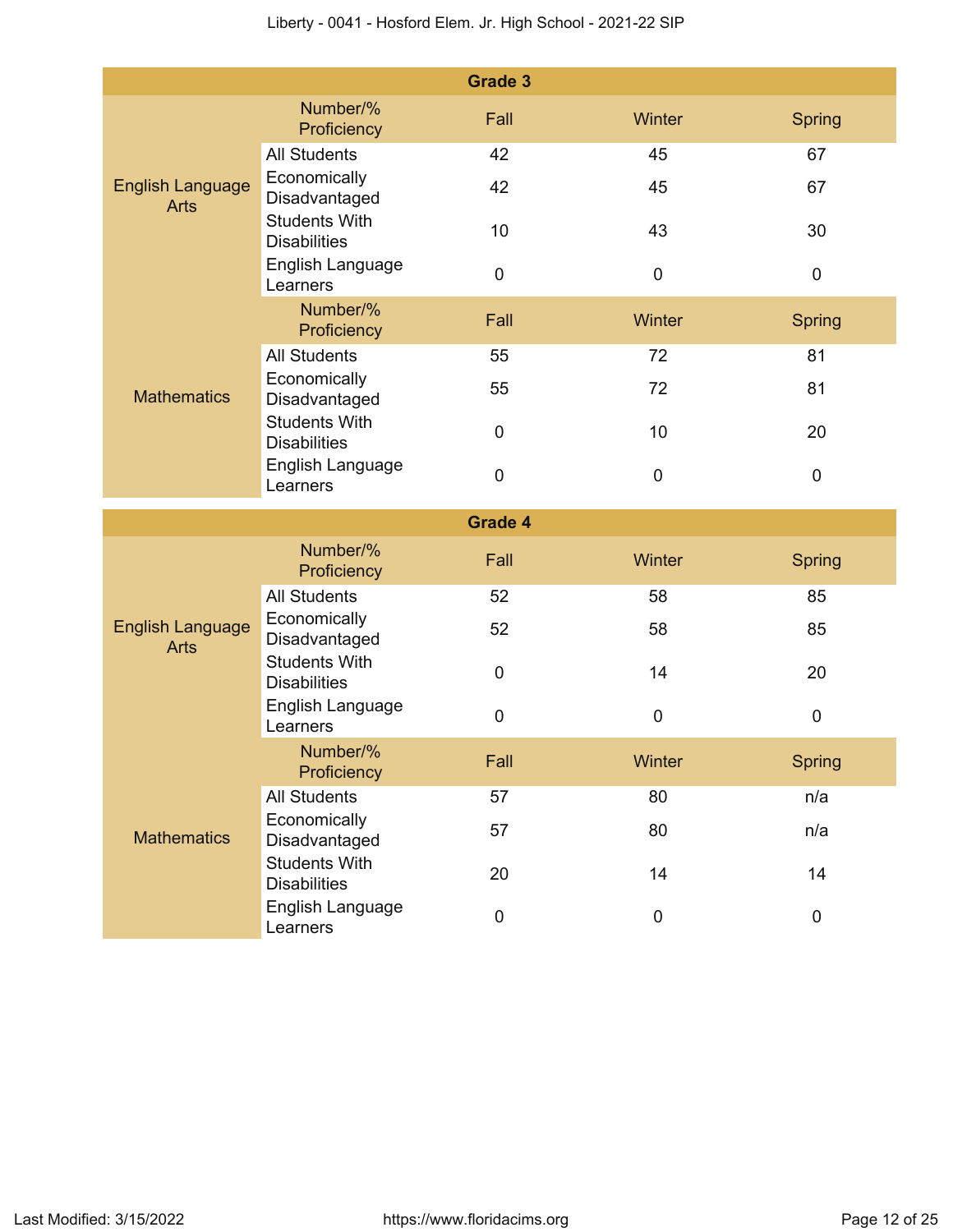| Grade 3 | | | | |
|---|---|---|---|---|
| | Number/% Proficiency | Fall | Winter | Spring |
| English Language Arts | All Students | 42 | 45 | 67 |
| | Economically Disadvantaged | 42 | 45 | 67 |
| | Students With Disabilities | 10 | 43 | 30 |
| | English Language Learners | 0 | 0 | 0 |
| | Number/% Proficiency | Fall | Winter | Spring |
| Mathematics | All Students | 55 | 72 | 81 |
| | Economically Disadvantaged | 55 | 72 | 81 |
| | Students With Disabilities | 0 | 10 | 20 |
| | English Language Learners | 0 | 0 | 0 |

| Grade 4 | | | | |
|---|---|---|---|---|
| | Number/% Proficiency | Fall | Winter | Spring |
| English Language Arts | All Students | 52 | 58 | 85 |
| | Economically Disadvantaged | 52 | 58 | 85 |
| | Students With Disabilities | 0 | 14 | 20 |
| | English Language Learners | 0 | 0 | 0 |
| | Number/% Proficiency | Fall | Winter | Spring |
| Mathematics | All Students | 57 | 80 | n/a |
| | Economically Disadvantaged | 57 | 80 | n/a |
| | Students With Disabilities | 20 | 14 | 14 |
| | English Language Learners | 0 | 0 | 0 |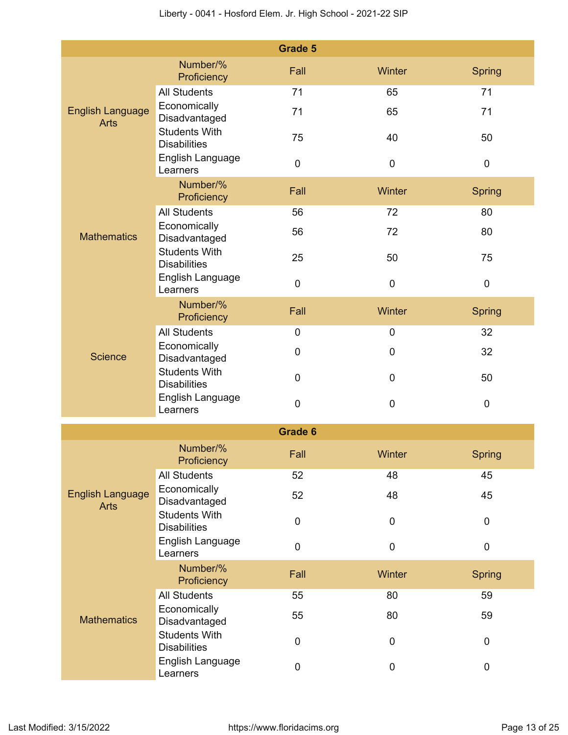| Grade 5 | | | | |
|---|---|---|---|---|
| | Number/% Proficiency | Fall | Winter | Spring |
| English Language Arts | All Students | 71 | 65 | 71 |
| | Economically Disadvantaged | 71 | 65 | 71 |
| | Students With Disabilities | 75 | 40 | 50 |
| | English Language Learners | 0 | 0 | 0 |
| | Number/% Proficiency | Fall | Winter | Spring |
| Mathematics | All Students | 56 | 72 | 80 |
| | Economically Disadvantaged | 56 | 72 | 80 |
| | Students With Disabilities | 25 | 50 | 75 |
| | English Language Learners | 0 | 0 | 0 |
| | Number/% Proficiency | Fall | Winter | Spring |
| Science | All Students | 0 | 0 | 32 |
| | Economically Disadvantaged | 0 | 0 | 32 |
| | Students With Disabilities | 0 | 0 | 50 |
| | English Language Learners | 0 | 0 | 0 |

| Grade 6 | | | | |
|---|---|---|---|---|
| | Number/% Proficiency | Fall | Winter | Spring |
| English Language Arts | All Students | 52 | 48 | 45 |
| | Economically Disadvantaged | 52 | 48 | 45 |
| | Students With Disabilities | 0 | 0 | 0 |
| | English Language Learners | 0 | 0 | 0 |
| | Number/% Proficiency | Fall | Winter | Spring |
| Mathematics | All Students | 55 | 80 | 59 |
| | Economically Disadvantaged | 55 | 80 | 59 |
| | Students With Disabilities | 0 | 0 | 0 |
| | English Language Learners | 0 | 0 | 0 |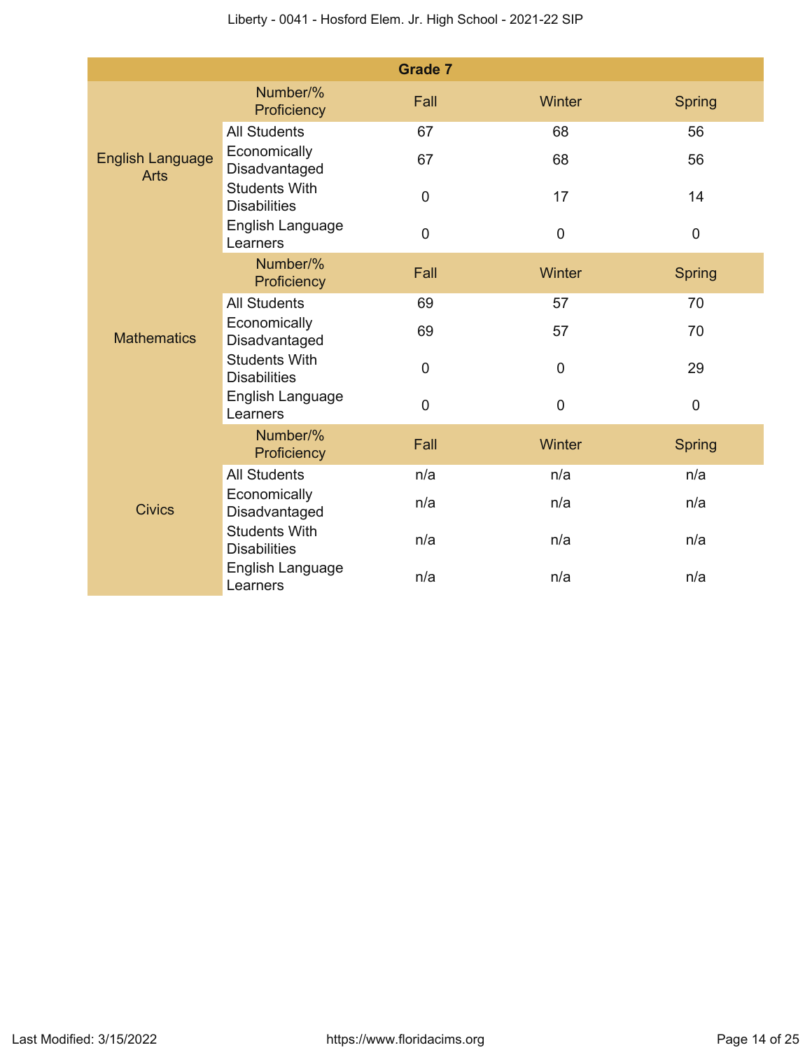| Grade 7 | | | | |
|---|---|---|---|---|
| | Number/% Proficiency | Fall | Winter | Spring |
| English Language Arts | All Students | 67 | 68 | 56 |
| | Economically Disadvantaged | 67 | 68 | 56 |
| | Students With Disabilities | 0 | 17 | 14 |
| | English Language Learners | 0 | 0 | 0 |
| | Number/% Proficiency | Fall | Winter | Spring |
| Mathematics | All Students | 69 | 57 | 70 |
| | Economically Disadvantaged | 69 | 57 | 70 |
| | Students With Disabilities | 0 | 0 | 29 |
| | English Language Learners | 0 | 0 | 0 |
| | Number/% Proficiency | Fall | Winter | Spring |
| Civics | All Students | n/a | n/a | n/a |
| | Economically Disadvantaged | n/a | n/a | n/a |
| | Students With Disabilities | n/a | n/a | n/a |
| | English Language Learners | n/a | n/a | n/a |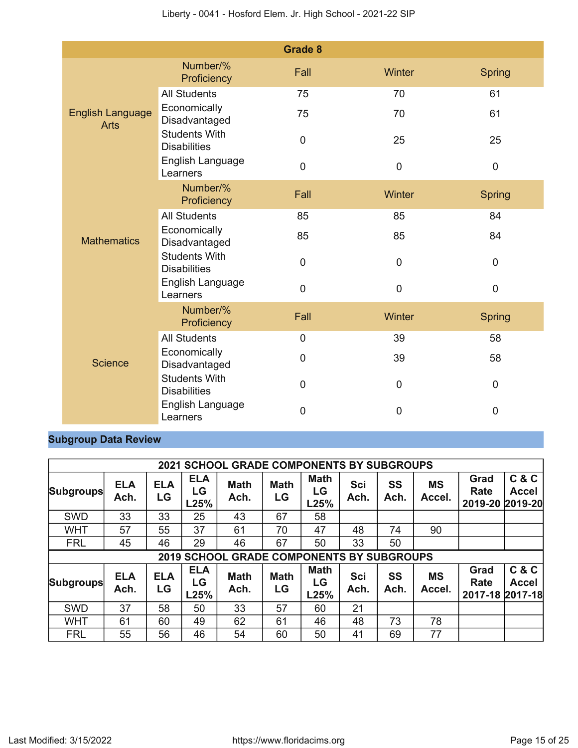| Grade 8 | | | | |
|---|---|---|---|---|
| English Language Arts | Number/% Proficiency | Fall | Winter | Spring |
| | All Students | 75 | 70 | 61 |
| | Economically Disadvantaged | 75 | 70 | 61 |
| | Students With Disabilities | 0 | 25 | 25 |
| | English Language Learners | 0 | 0 | 0 |
| Mathematics | Number/% Proficiency | Fall | Winter | Spring |
| | All Students | 85 | 85 | 84 |
| | Economically Disadvantaged | 85 | 85 | 84 |
| | Students With Disabilities | 0 | 0 | 0 |
| | English Language Learners | 0 | 0 | 0 |
| Science | Number/% Proficiency | Fall | Winter | Spring |
| | All Students | 0 | 39 | 58 |
| | Economically Disadvantaged | 0 | 39 | 58 |
| | Students With Disabilities | 0 | 0 | 0 |
| | English Language Learners | 0 | 0 | 0 |

## Subgroup Data Review

| 2021 SCHOOL GRADE COMPONENTS BY SUBGROUPS | | | | | | | | | | | |
|---|---|---|---|---|---|---|---|---|---|---|---|
| Subgroups | ELA Ach. | ELA LG | ELA LG L25% | Math Ach. | Math LG | Math LG L25% | Sci Ach. | SS Ach. | MS Accel. | Grad Rate 2019-20 | C & C Accel 2019-20 |
| SWD | 33 | 33 | 25 | 43 | 67 | 58 | | | | | |
| WHT | 57 | 55 | 37 | 61 | 70 | 47 | 48 | 74 | 90 | | |
| FRL | 45 | 46 | 29 | 46 | 67 | 50 | 33 | 50 | | | |

| 2019 SCHOOL GRADE COMPONENTS BY SUBGROUPS | | | | | | | | | | | |
|---|---|---|---|---|---|---|---|---|---|---|---|
| Subgroups | ELA Ach. | ELA LG | ELA LG L25% | Math Ach. | Math LG | Math LG L25% | Sci Ach. | SS Ach. | MS Accel. | Grad Rate 2017-18 | C & C Accel 2017-18 |
| SWD | 37 | 58 | 50 | 33 | 57 | 60 | 21 | | | | |
| WHT | 61 | 60 | 49 | 62 | 61 | 46 | 48 | 73 | 78 | | |
| FRL | 55 | 56 | 46 | 54 | 60 | 50 | 41 | 69 | 77 | | |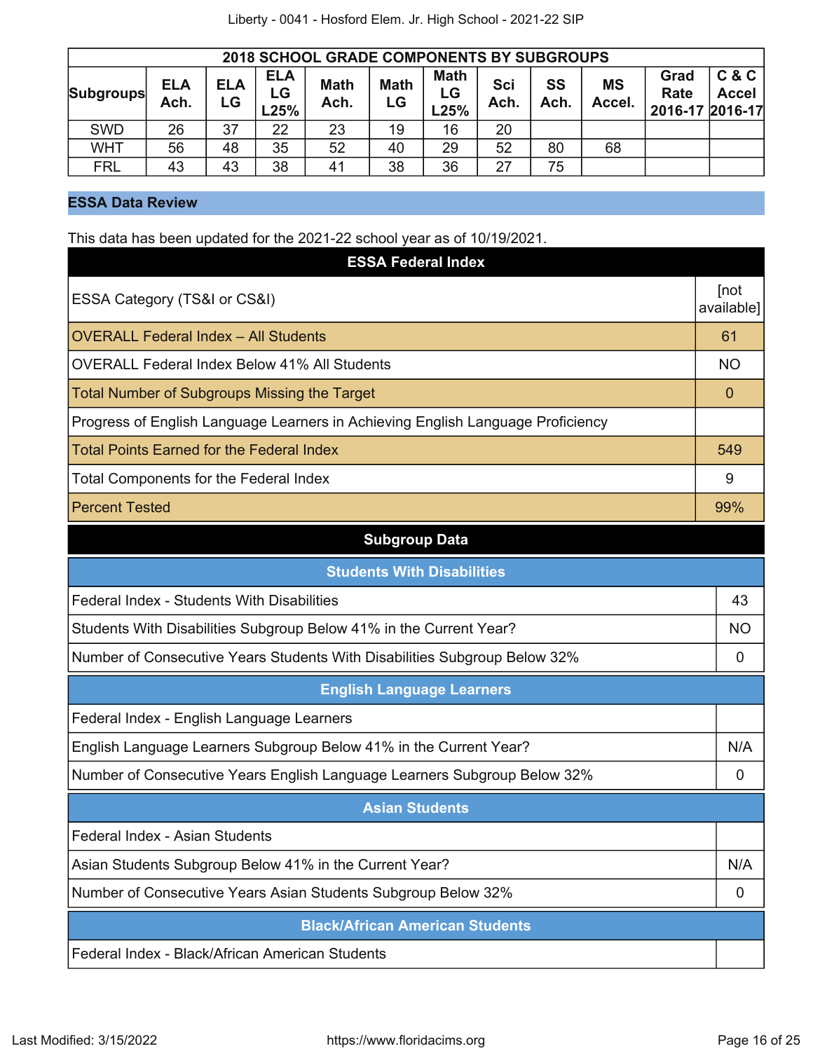| 2018 SCHOOL GRADE COMPONENTS BY SUBGROUPS | | | | | | | | | | |
|---|---|---|---|---|---|---|---|---|---|---|
| Subgroups | ELA Ach. | ELA LG | ELA LG L25% | Math Ach. | Math LG | Math LG L25% | Sci Ach. | SS Ach. | MS Accel. | Grad Rate 2016-17 | C & C Accel 2016-17 |
| SWD | 26 | 37 | 22 | 23 | 19 | 16 | 20 | | | | |
| WHT | 56 | 48 | 35 | 52 | 40 | 29 | 52 | 80 | 68 | | |
| FRL | 43 | 43 | 38 | 41 | 38 | 36 | 27 | 75 | | | |

## ESSA Data Review

This data has been updated for the 2021-22 school year as of 10/19/2021.

| ESSA Federal Index | |
|---|---|
| ESSA Category (TS&I or CS&I) | [not available] |
| OVERALL Federal Index – All Students | 61 |
| OVERALL Federal Index Below 41% All Students | NO |
| Total Number of Subgroups Missing the Target | 0 |
| Progress of English Language Learners in Achieving English Language Proficiency | |
| Total Points Earned for the Federal Index | 549 |
| Total Components for the Federal Index | 9 |
| Percent Tested | 99% |

### Subgroup Data

| Students With Disabilities | |
|---|---|
| Federal Index - Students With Disabilities | 43 |
| Students With Disabilities Subgroup Below 41% in the Current Year? | NO |
| Number of Consecutive Years Students With Disabilities Subgroup Below 32% | 0 |

| English Language Learners | |
|---|---|
| Federal Index - English Language Learners | |
| English Language Learners Subgroup Below 41% in the Current Year? | N/A |
| Number of Consecutive Years English Language Learners Subgroup Below 32% | 0 |

| Asian Students | |
|---|---|
| Federal Index - Asian Students | |
| Asian Students Subgroup Below 41% in the Current Year? | N/A |
| Number of Consecutive Years Asian Students Subgroup Below 32% | 0 |

| Black/African American Students | |
|---|---|
| Federal Index - Black/African American Students | |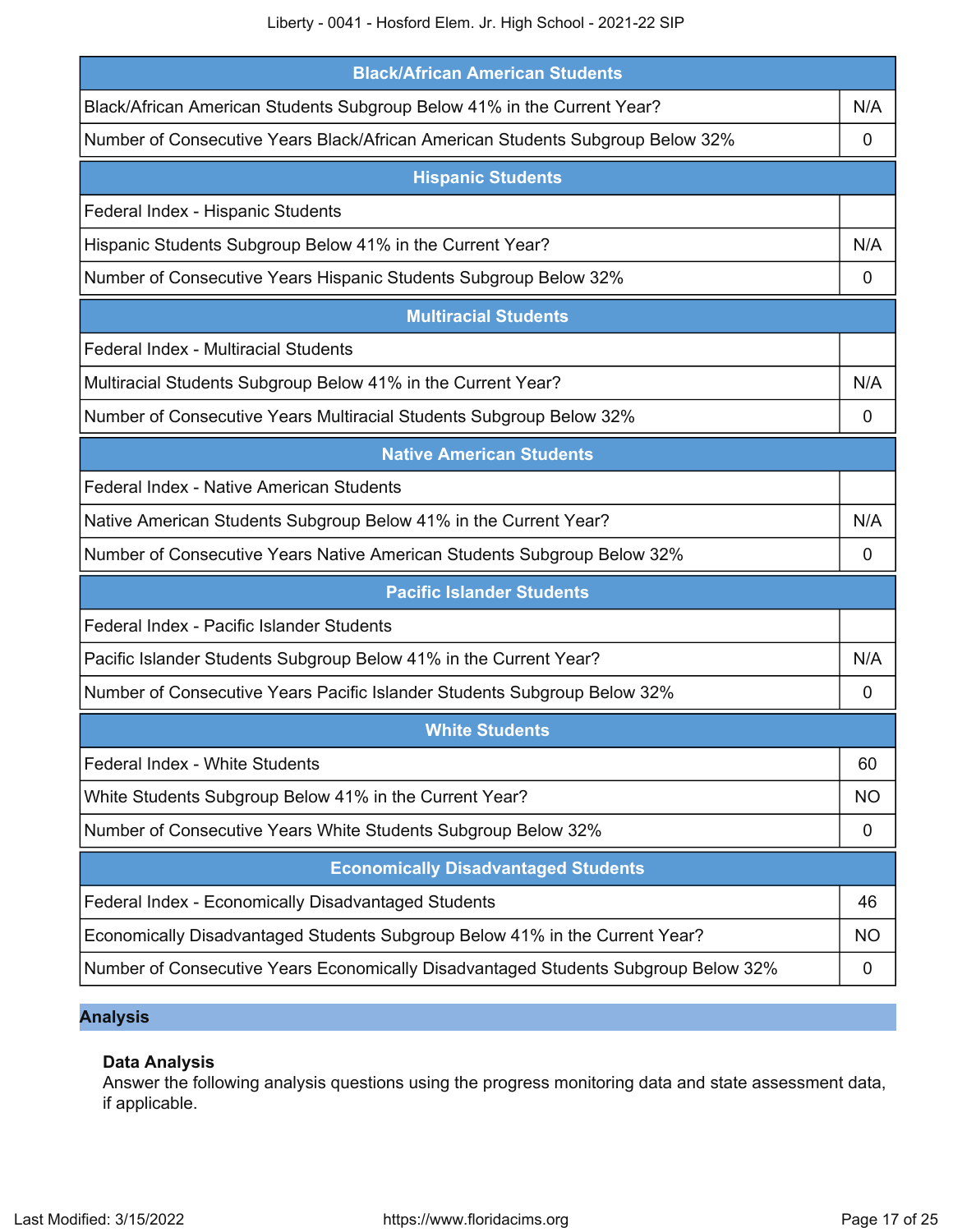| Black/African American Students | |
|---|---|
| Black/African American Students Subgroup Below 41% in the Current Year? | N/A |
| Number of Consecutive Years Black/African American Students Subgroup Below 32% | 0 |

| Hispanic Students | |
|---|---|
| Federal Index - Hispanic Students | |
| Hispanic Students Subgroup Below 41% in the Current Year? | N/A |
| Number of Consecutive Years Hispanic Students Subgroup Below 32% | 0 |

| Multiracial Students | |
|---|---|
| Federal Index - Multiracial Students | |
| Multiracial Students Subgroup Below 41% in the Current Year? | N/A |
| Number of Consecutive Years Multiracial Students Subgroup Below 32% | 0 |

| Native American Students | |
|---|---|
| Federal Index - Native American Students | |
| Native American Students Subgroup Below 41% in the Current Year? | N/A |
| Number of Consecutive Years Native American Students Subgroup Below 32% | 0 |

| Pacific Islander Students | |
|---|---|
| Federal Index - Pacific Islander Students | |
| Pacific Islander Students Subgroup Below 41% in the Current Year? | N/A |
| Number of Consecutive Years Pacific Islander Students Subgroup Below 32% | 0 |

| White Students | |
|---|---|
| Federal Index - White Students | 60 |
| White Students Subgroup Below 41% in the Current Year? | NO |
| Number of Consecutive Years White Students Subgroup Below 32% | 0 |

| Economically Disadvantaged Students | |
|---|---|
| Federal Index - Economically Disadvantaged Students | 46 |
| Economically Disadvantaged Students Subgroup Below 41% in the Current Year? | NO |
| Number of Consecutive Years Economically Disadvantaged Students Subgroup Below 32% | 0 |

## Analysis

### Data Analysis

Answer the following analysis questions using the progress monitoring data and state assessment data, if applicable.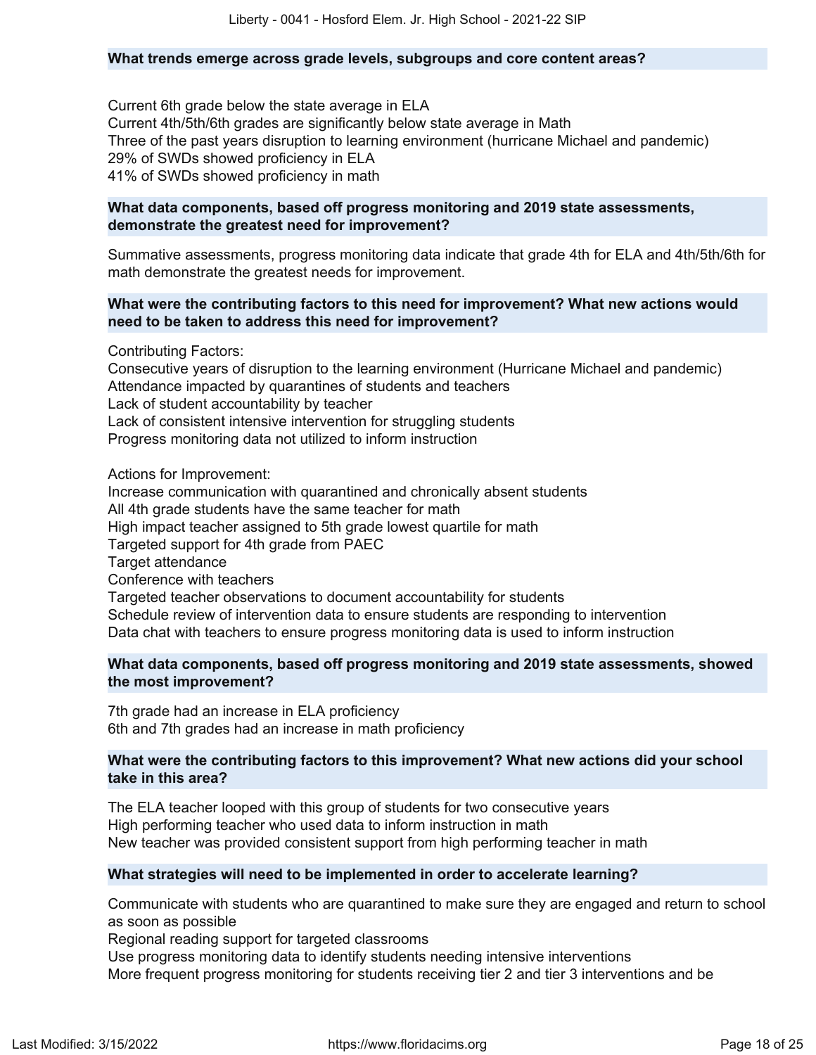#### What trends emerge across grade levels, subgroups and core content areas?

Current 6th grade below the state average in ELA
Current 4th/5th/6th grades are significantly below state average in Math
Three of the past years disruption to learning environment (hurricane Michael and pandemic)
29% of SWDs showed proficiency in ELA
41% of SWDs showed proficiency in math

#### What data components, based off progress monitoring and 2019 state assessments, demonstrate the greatest need for improvement?

Summative assessments, progress monitoring data indicate that grade 4th for ELA and 4th/5th/6th for math demonstrate the greatest needs for improvement.

#### What were the contributing factors to this need for improvement? What new actions would need to be taken to address this need for improvement?

Contributing Factors:
Consecutive years of disruption to the learning environment (Hurricane Michael and pandemic)
Attendance impacted by quarantines of students and teachers
Lack of student accountability by teacher
Lack of consistent intensive intervention for struggling students
Progress monitoring data not utilized to inform instruction

Actions for Improvement:
Increase communication with quarantined and chronically absent students
All 4th grade students have the same teacher for math
High impact teacher assigned to 5th grade lowest quartile for math
Targeted support for 4th grade from PAEC
Target attendance
Conference with teachers
Targeted teacher observations to document accountability for students
Schedule review of intervention data to ensure students are responding to intervention
Data chat with teachers to ensure progress monitoring data is used to inform instruction

#### What data components, based off progress monitoring and 2019 state assessments, showed the most improvement?

7th grade had an increase in ELA proficiency
6th and 7th grades had an increase in math proficiency

#### What were the contributing factors to this improvement? What new actions did your school take in this area?

The ELA teacher looped with this group of students for two consecutive years
High performing teacher who used data to inform instruction in math
New teacher was provided consistent support from high performing teacher in math

#### What strategies will need to be implemented in order to accelerate learning?

Communicate with students who are quarantined to make sure they are engaged and return to school as soon as possible
Regional reading support for targeted classrooms
Use progress monitoring data to identify students needing intensive interventions
More frequent progress monitoring for students receiving tier 2 and tier 3 interventions and be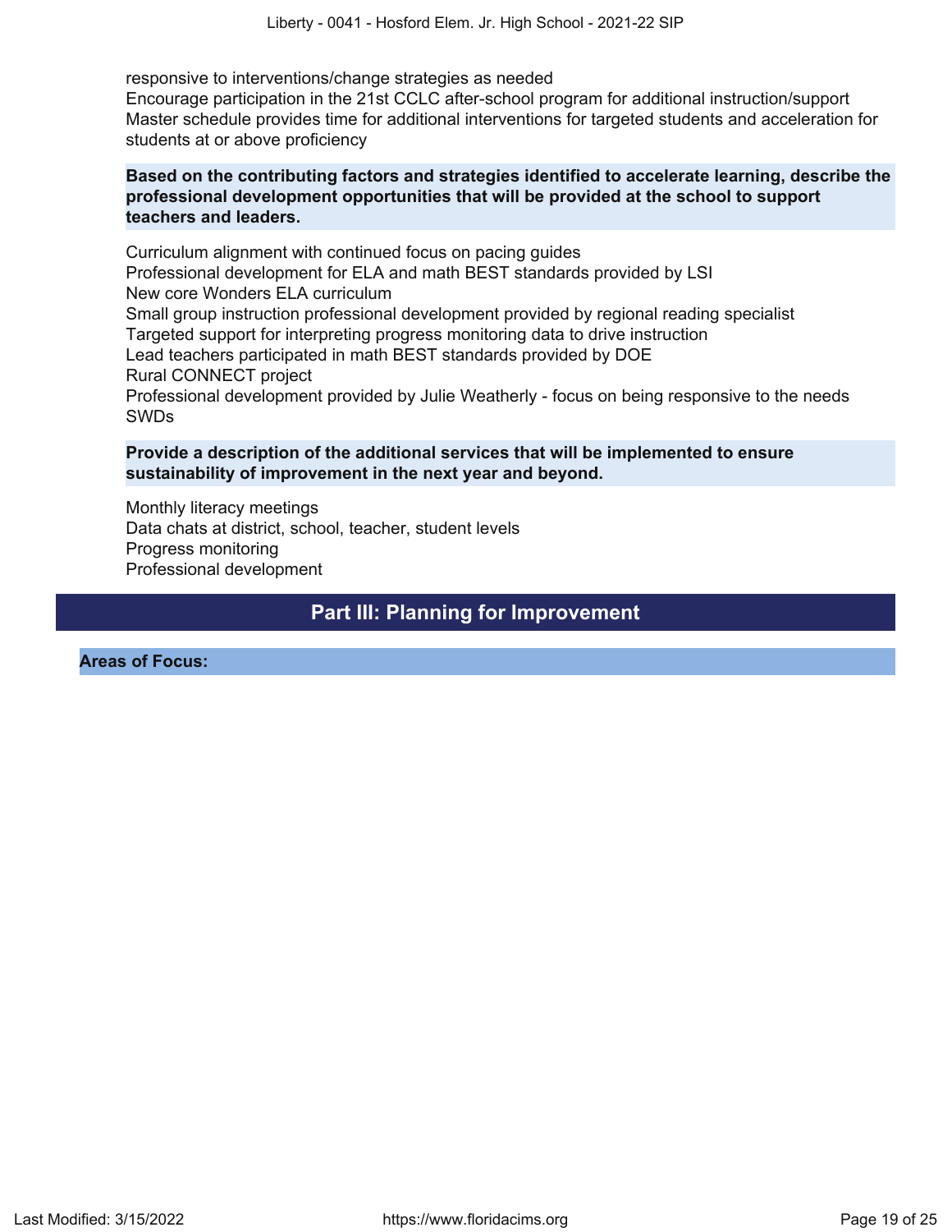responsive to interventions/change strategies as needed
Encourage participation in the 21st CCLC after-school program for additional instruction/support
Master schedule provides time for additional interventions for targeted students and acceleration for students at or above proficiency

**Based on the contributing factors and strategies identified to accelerate learning, describe the professional development opportunities that will be provided at the school to support teachers and leaders.**

Curriculum alignment with continued focus on pacing guides
Professional development for ELA and math BEST standards provided by LSI
New core Wonders ELA curriculum
Small group instruction professional development provided by regional reading specialist
Targeted support for interpreting progress monitoring data to drive instruction
Lead teachers participated in math BEST standards provided by DOE
Rural CONNECT project
Professional development provided by Julie Weatherly - focus on being responsive to the needs SWDs

**Provide a description of the additional services that will be implemented to ensure sustainability of improvement in the next year and beyond.**

Monthly literacy meetings
Data chats at district, school, teacher, student levels
Progress monitoring
Professional development

## Part III: Planning for Improvement

**Areas of Focus:**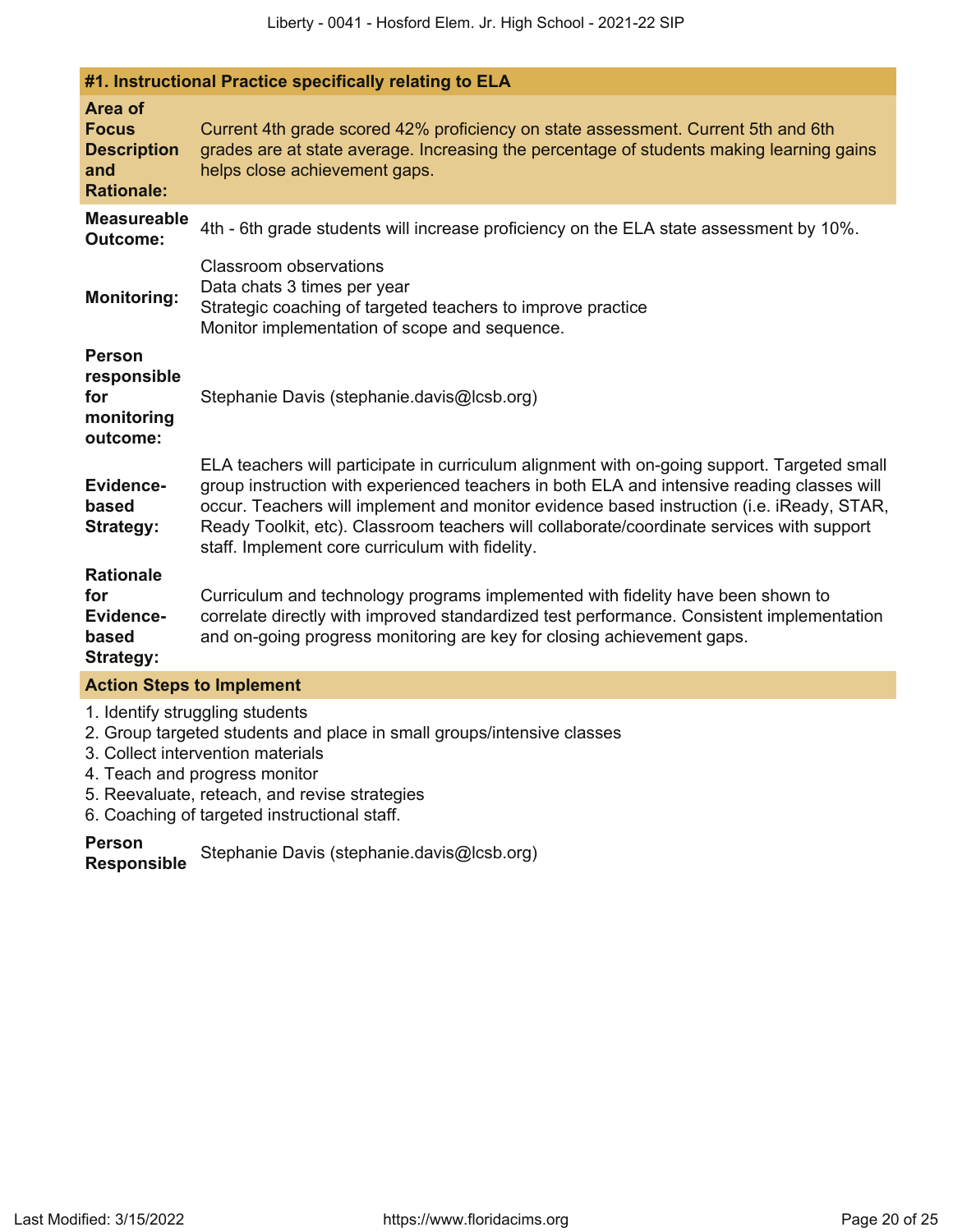### #1. Instructional Practice specifically relating to ELA

| | |
|---|---|
| **Area of Focus Description and Rationale:** | Current 4th grade scored 42% proficiency on state assessment. Current 5th and 6th grades are at state average. Increasing the percentage of students making learning gains helps close achievement gaps. |
| **Measureable Outcome:** | 4th - 6th grade students will increase proficiency on the ELA state assessment by 10%. |
| **Monitoring:** | Classroom observations<br>Data chats 3 times per year<br>Strategic coaching of targeted teachers to improve practice<br>Monitor implementation of scope and sequence. |
| **Person responsible for monitoring outcome:** | Stephanie Davis (stephanie.davis@lcsb.org) |
| **Evidence-based Strategy:** | ELA teachers will participate in curriculum alignment with on-going support. Targeted small group instruction with experienced teachers in both ELA and intensive reading classes will occur. Teachers will implement and monitor evidence based instruction (i.e. iReady, STAR, Ready Toolkit, etc). Classroom teachers will collaborate/coordinate services with support staff. Implement core curriculum with fidelity. |
| **Rationale for Evidence-based Strategy:** | Curriculum and technology programs implemented with fidelity have been shown to correlate directly with improved standardized test performance. Consistent implementation and on-going progress monitoring are key for closing achievement gaps. |

**Action Steps to Implement**

1. Identify struggling students
2. Group targeted students and place in small groups/intensive classes
3. Collect intervention materials
4. Teach and progress monitor
5. Reevaluate, reteach, and revise strategies
6. Coaching of targeted instructional staff.

**Person Responsible** Stephanie Davis (stephanie.davis@lcsb.org)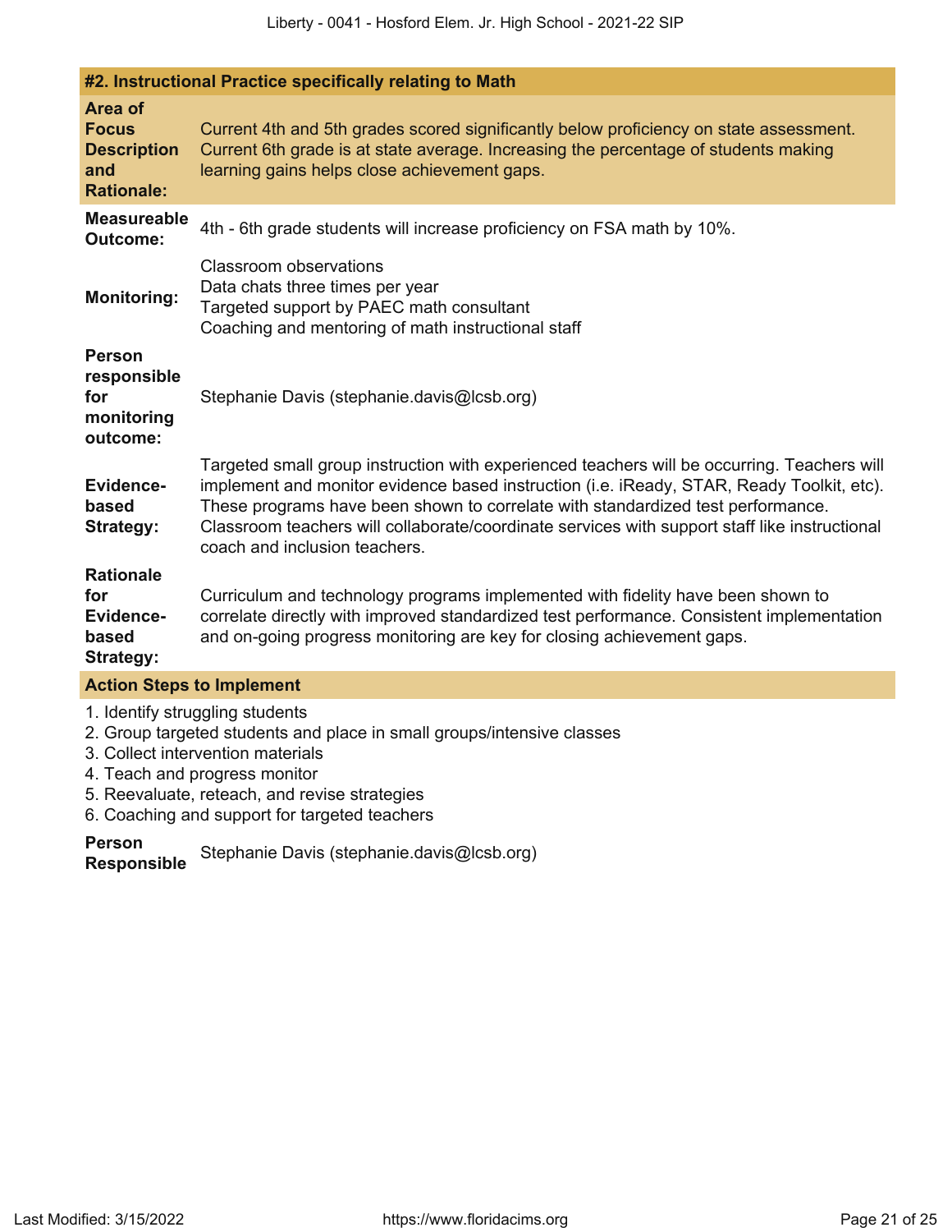## #2. Instructional Practice specifically relating to Math

| | |
|---|---|
| **Area of Focus Description and Rationale:** | Current 4th and 5th grades scored significantly below proficiency on state assessment. Current 6th grade is at state average. Increasing the percentage of students making learning gains helps close achievement gaps. |
| **Measureable Outcome:** | 4th - 6th grade students will increase proficiency on FSA math by 10%. |
| **Monitoring:** | Classroom observations<br>Data chats three times per year<br>Targeted support by PAEC math consultant<br>Coaching and mentoring of math instructional staff |
| **Person responsible for monitoring outcome:** | Stephanie Davis (stephanie.davis@lcsb.org) |
| **Evidence-based Strategy:** | Targeted small group instruction with experienced teachers will be occurring. Teachers will implement and monitor evidence based instruction (i.e. iReady, STAR, Ready Toolkit, etc). These programs have been shown to correlate with standardized test performance. Classroom teachers will collaborate/coordinate services with support staff like instructional coach and inclusion teachers. |
| **Rationale for Evidence-based Strategy:** | Curriculum and technology programs implemented with fidelity have been shown to correlate directly with improved standardized test performance. Consistent implementation and on-going progress monitoring are key for closing achievement gaps. |

### Action Steps to Implement

1. Identify struggling students
2. Group targeted students and place in small groups/intensive classes
3. Collect intervention materials
4. Teach and progress monitor
5. Reevaluate, reteach, and revise strategies
6. Coaching and support for targeted teachers

**Person Responsible** Stephanie Davis (stephanie.davis@lcsb.org)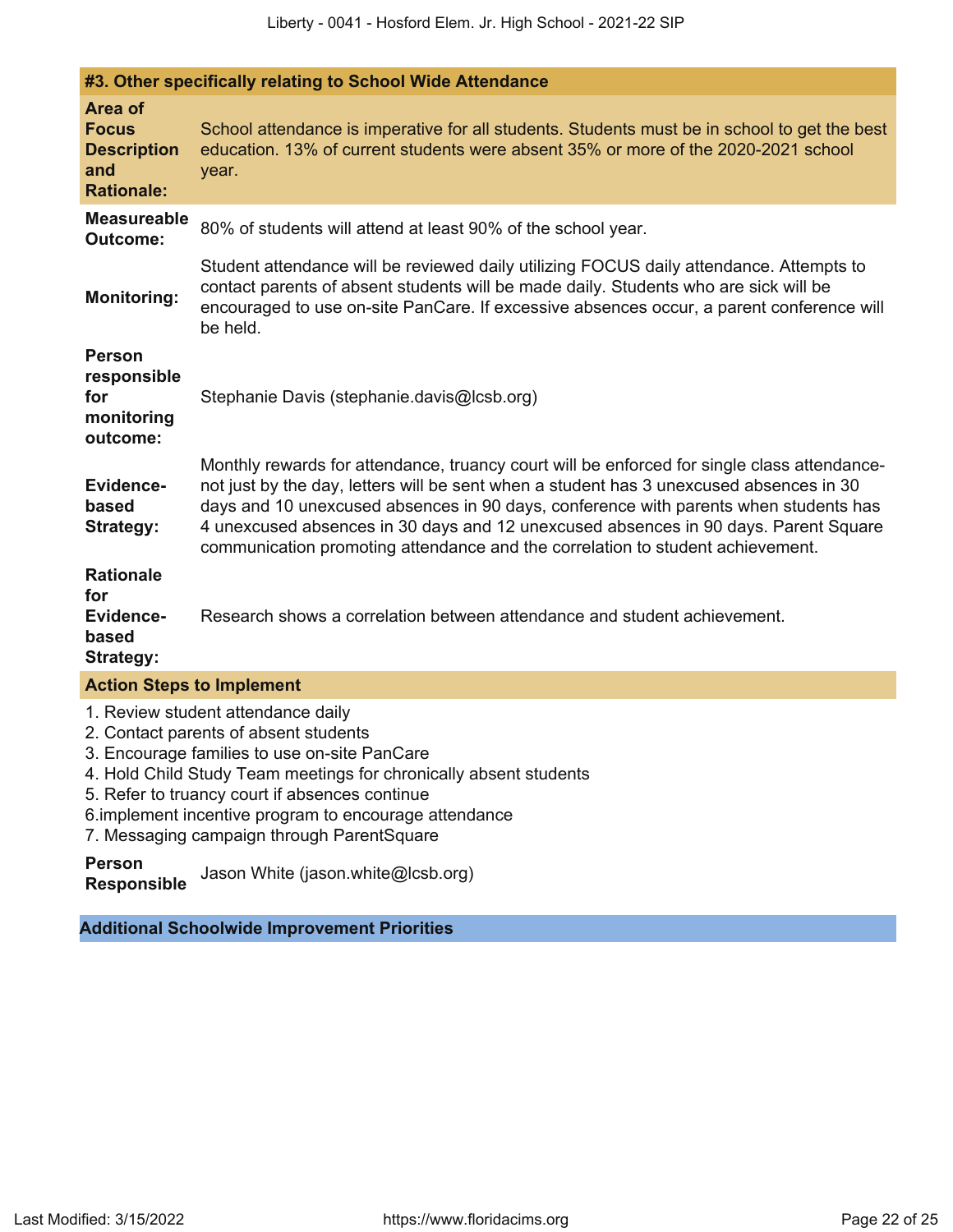## #3. Other specifically relating to School Wide Attendance

| | |
|---|---|
| **Area of Focus Description and Rationale:** | School attendance is imperative for all students. Students must be in school to get the best education. 13% of current students were absent 35% or more of the 2020-2021 school year. |
| **Measureable Outcome:** | 80% of students will attend at least 90% of the school year. |
| **Monitoring:** | Student attendance will be reviewed daily utilizing FOCUS daily attendance. Attempts to contact parents of absent students will be made daily. Students who are sick will be encouraged to use on-site PanCare. If excessive absences occur, a parent conference will be held. |
| **Person responsible for monitoring outcome:** | Stephanie Davis (stephanie.davis@lcsb.org) |
| **Evidence-based Strategy:** | Monthly rewards for attendance, truancy court will be enforced for single class attendance- not just by the day, letters will be sent when a student has 3 unexcused absences in 30 days and 10 unexcused absences in 90 days, conference with parents when students has 4 unexcused absences in 30 days and 12 unexcused absences in 90 days. Parent Square communication promoting attendance and the correlation to student achievement. |
| **Rationale for Evidence-based Strategy:** | Research shows a correlation between attendance and student achievement. |

### Action Steps to Implement

1. Review student attendance daily
2. Contact parents of absent students
3. Encourage families to use on-site PanCare
4. Hold Child Study Team meetings for chronically absent students
5. Refer to truancy court if absences continue
6.implement incentive program to encourage attendance
7. Messaging campaign through ParentSquare

**Person Responsible** Jason White (jason.white@lcsb.org)

## Additional Schoolwide Improvement Priorities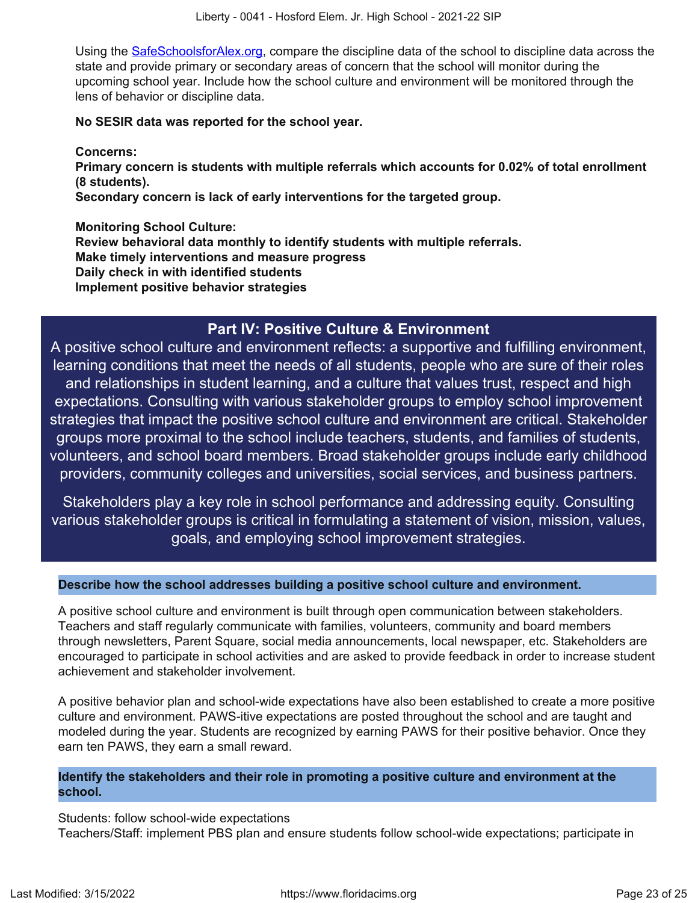Using the [SafeSchoolsforAlex.org](https://SafeSchoolsforAlex.org), compare the discipline data of the school to discipline data across the state and provide primary or secondary areas of concern that the school will monitor during the upcoming school year. Include how the school culture and environment will be monitored through the lens of behavior or discipline data.

**No SESIR data was reported for the school year.**

**Concerns:**
**Primary concern is students with multiple referrals which accounts for 0.02% of total enrollment (8 students).**
**Secondary concern is lack of early interventions for the targeted group.**

**Monitoring School Culture:**
**Review behavioral data monthly to identify students with multiple referrals.**
**Make timely interventions and measure progress**
**Daily check in with identified students**
**Implement positive behavior strategies**

## Part IV: Positive Culture & Environment

A positive school culture and environment reflects: a supportive and fulfilling environment, learning conditions that meet the needs of all students, people who are sure of their roles and relationships in student learning, and a culture that values trust, respect and high expectations. Consulting with various stakeholder groups to employ school improvement strategies that impact the positive school culture and environment are critical. Stakeholder groups more proximal to the school include teachers, students, and families of students, volunteers, and school board members. Broad stakeholder groups include early childhood providers, community colleges and universities, social services, and business partners.

Stakeholders play a key role in school performance and addressing equity. Consulting various stakeholder groups is critical in formulating a statement of vision, mission, values, goals, and employing school improvement strategies.

### Describe how the school addresses building a positive school culture and environment.

A positive school culture and environment is built through open communication between stakeholders. Teachers and staff regularly communicate with families, volunteers, community and board members through newsletters, Parent Square, social media announcements, local newspaper, etc. Stakeholders are encouraged to participate in school activities and are asked to provide feedback in order to increase student achievement and stakeholder involvement.

A positive behavior plan and school-wide expectations have also been established to create a more positive culture and environment. PAWS-itive expectations are posted throughout the school and are taught and modeled during the year. Students are recognized by earning PAWS for their positive behavior. Once they earn ten PAWS, they earn a small reward.

### Identify the stakeholders and their role in promoting a positive culture and environment at the school.

Students: follow school-wide expectations
Teachers/Staff: implement PBS plan and ensure students follow school-wide expectations; participate in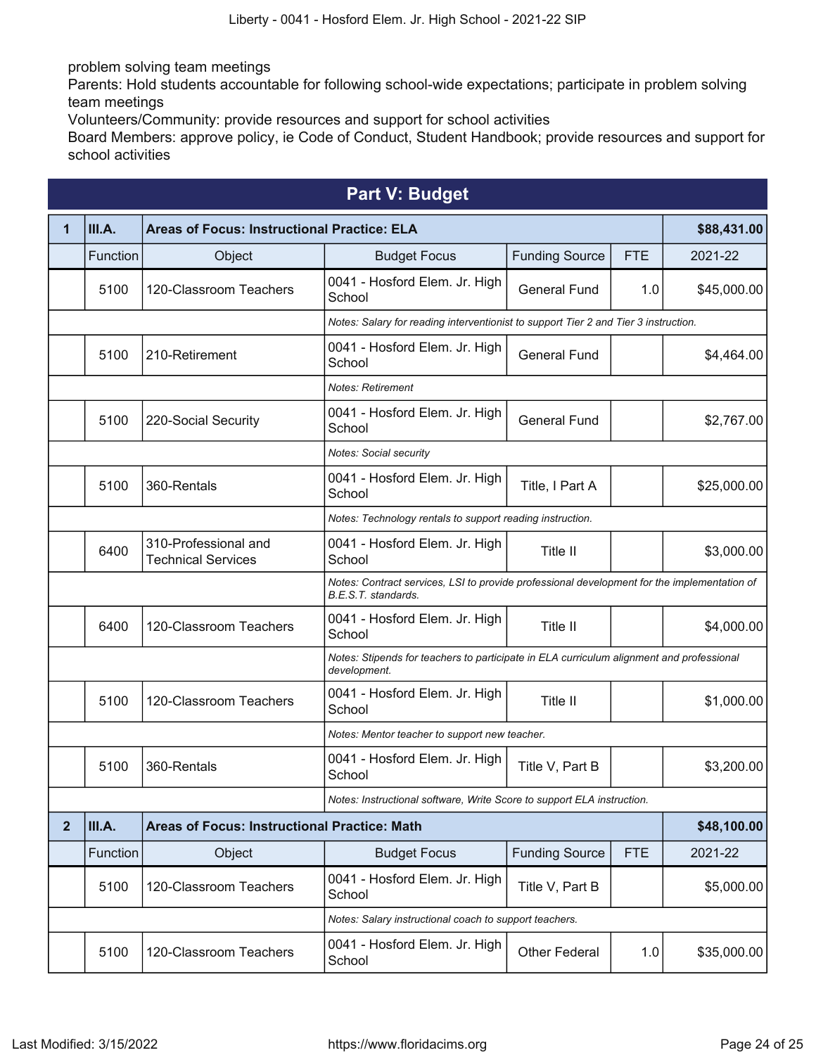problem solving team meetings
Parents: Hold students accountable for following school-wide expectations; participate in problem solving team meetings
Volunteers/Community: provide resources and support for school activities
Board Members: approve policy, ie Code of Conduct, Student Handbook; provide resources and support for school activities

## Part V: Budget

| 1 | III.A. | Areas of Focus: Instructional Practice: ELA | | | | $88,431.00 |
|---|---|---|---|---|---|---|
| | Function | Object | Budget Focus | Funding Source | FTE | 2021-22 |
| | 5100 | 120-Classroom Teachers | 0041 - Hosford Elem. Jr. High School | General Fund | 1.0 | $45,000.00 |
| | | | *Notes: Salary for reading interventionist to support Tier 2 and Tier 3 instruction.* | | | |
| | 5100 | 210-Retirement | 0041 - Hosford Elem. Jr. High School | General Fund | | $4,464.00 |
| | | | *Notes: Retirement* | | | |
| | 5100 | 220-Social Security | 0041 - Hosford Elem. Jr. High School | General Fund | | $2,767.00 |
| | | | *Notes: Social security* | | | |
| | 5100 | 360-Rentals | 0041 - Hosford Elem. Jr. High School | Title, I Part A | | $25,000.00 |
| | | | *Notes: Technology rentals to support reading instruction.* | | | |
| | 6400 | 310-Professional and Technical Services | 0041 - Hosford Elem. Jr. High School | Title II | | $3,000.00 |
| | | | *Notes: Contract services, LSI to provide professional development for the implementation of B.E.S.T. standards.* | | | |
| | 6400 | 120-Classroom Teachers | 0041 - Hosford Elem. Jr. High School | Title II | | $4,000.00 |
| | | | *Notes: Stipends for teachers to participate in ELA curriculum alignment and professional development.* | | | |
| | 5100 | 120-Classroom Teachers | 0041 - Hosford Elem. Jr. High School | Title II | | $1,000.00 |
| | | | *Notes: Mentor teacher to support new teacher.* | | | |
| | 5100 | 360-Rentals | 0041 - Hosford Elem. Jr. High School | Title V, Part B | | $3,200.00 |
| | | | *Notes: Instructional software, Write Score to support ELA instruction.* | | | |
| 2 | III.A. | Areas of Focus: Instructional Practice: Math | | | | $48,100.00 |
| | Function | Object | Budget Focus | Funding Source | FTE | 2021-22 |
| | 5100 | 120-Classroom Teachers | 0041 - Hosford Elem. Jr. High School | Title V, Part B | | $5,000.00 |
| | | | *Notes: Salary instructional coach to support teachers.* | | | |
| | 5100 | 120-Classroom Teachers | 0041 - Hosford Elem. Jr. High School | Other Federal | 1.0 | $35,000.00 |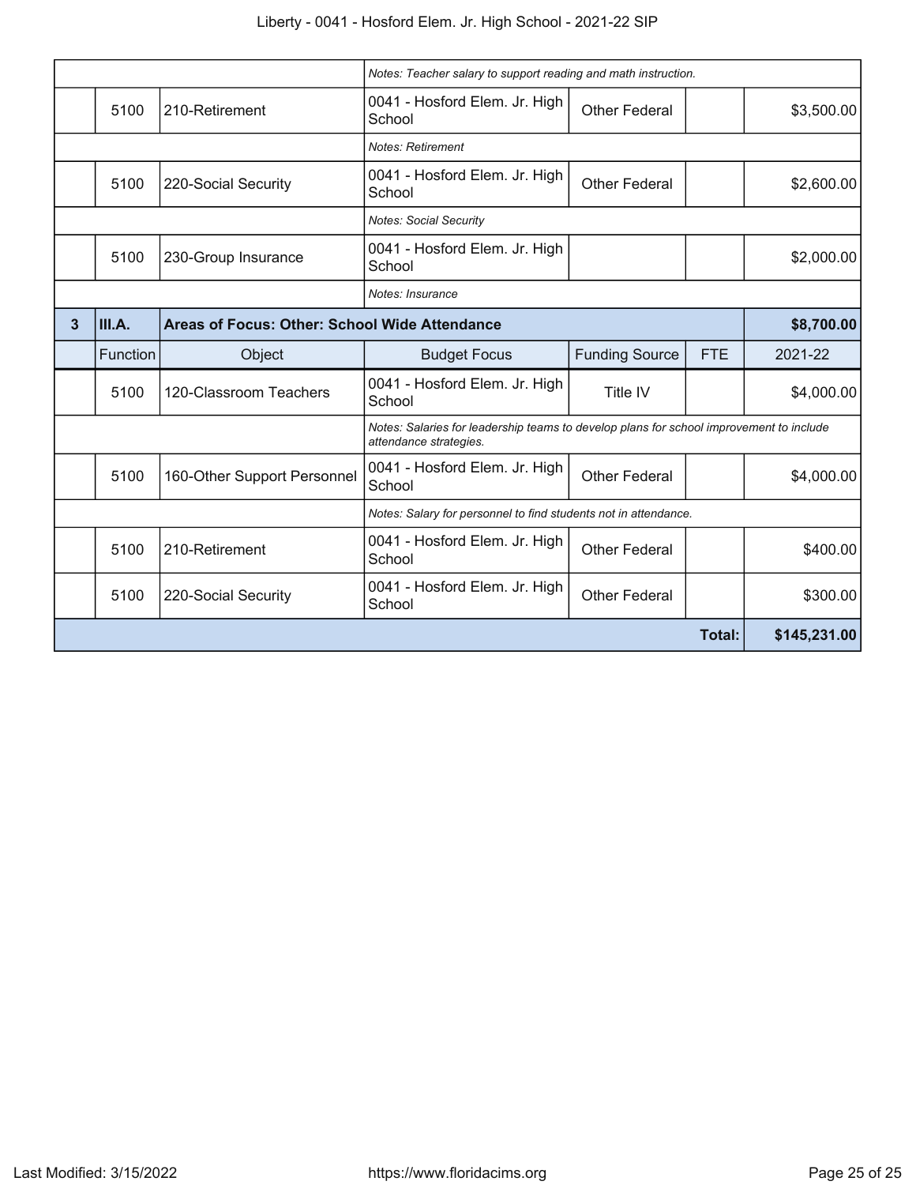| | | | | | | |
|---|---|---|---|---|---|---|
| | | | *Notes: Teacher salary to support reading and math instruction.* | | | |
| | 5100 | 210-Retirement | 0041 - Hosford Elem. Jr. High School | Other Federal | | $3,500.00 |
| | | | *Notes: Retirement* | | | |
| | 5100 | 220-Social Security | 0041 - Hosford Elem. Jr. High School | Other Federal | | $2,600.00 |
| | | | *Notes: Social Security* | | | |
| | 5100 | 230-Group Insurance | 0041 - Hosford Elem. Jr. High School | | | $2,000.00 |
| | | | *Notes: Insurance* | | | |
| **3** | **III.A.** | **Areas of Focus: Other: School Wide Attendance** | | | | **$8,700.00** |
| | Function | Object | Budget Focus | Funding Source | FTE | 2021-22 |
| | 5100 | 120-Classroom Teachers | 0041 - Hosford Elem. Jr. High School | Title IV | | $4,000.00 |
| | | | *Notes: Salaries for leadership teams to develop plans for school improvement to include attendance strategies.* | | | |
| | 5100 | 160-Other Support Personnel | 0041 - Hosford Elem. Jr. High School | Other Federal | | $4,000.00 |
| | | | *Notes: Salary for personnel to find students not in attendance.* | | | |
| | 5100 | 210-Retirement | 0041 - Hosford Elem. Jr. High School | Other Federal | | $400.00 |
| | 5100 | 220-Social Security | 0041 - Hosford Elem. Jr. High School | Other Federal | | $300.00 |
| | | | | | **Total:** | **$145,231.00** |